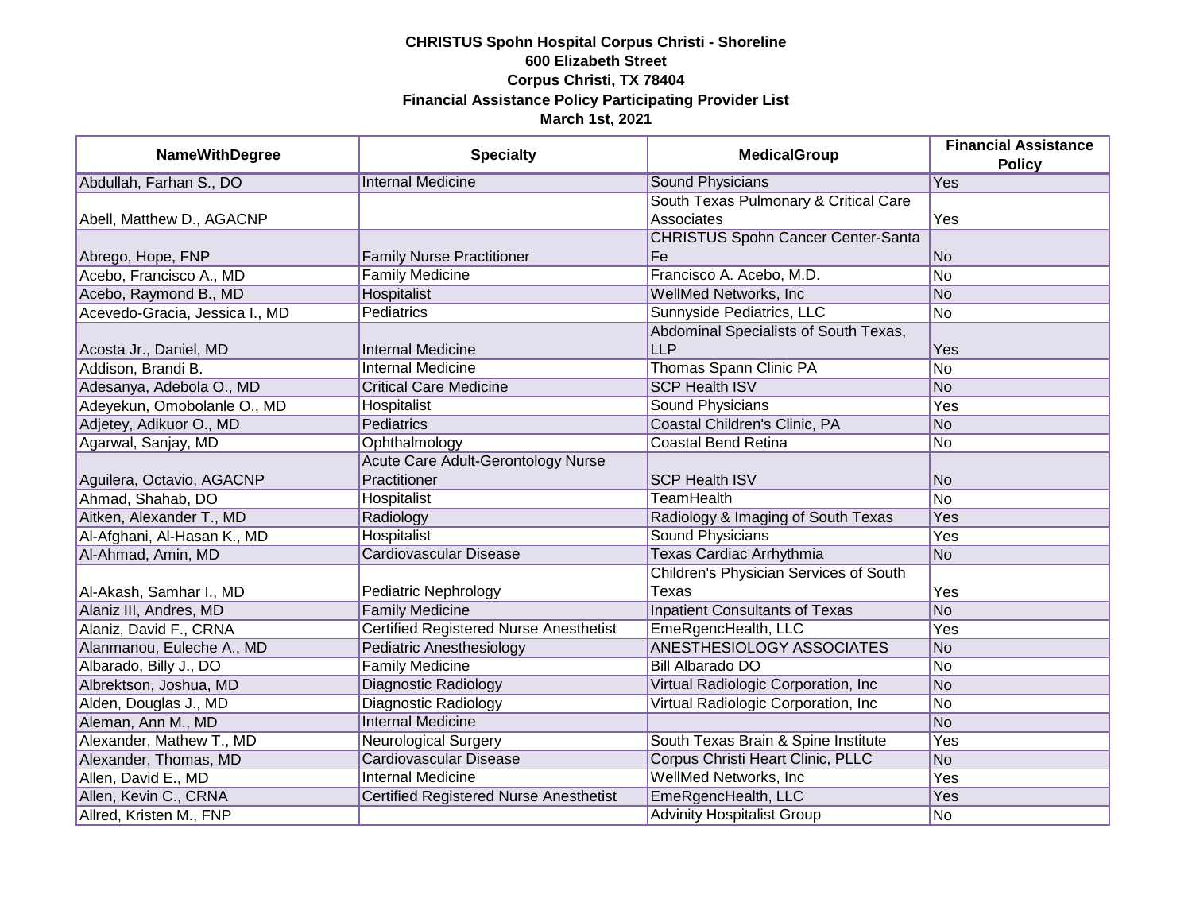**CHRISTUS Spohn Hospital Corpus Christi - Shoreline**
**600 Elizabeth Street**
**Corpus Christi, TX 78404**
**Financial Assistance Policy Participating Provider List**
**March 1st, 2021**

| NameWithDegree | Specialty | MedicalGroup | Financial Assistance Policy |
|---|---|---|---|
| Abdullah, Farhan S., DO | Internal Medicine | Sound Physicians | Yes |
| Abell, Matthew D., AGACNP | | South Texas Pulmonary & Critical Care Associates | Yes |
| Abrego, Hope, FNP | Family Nurse Practitioner | CHRISTUS Spohn Cancer Center-Santa Fe | No |
| Acebo, Francisco A., MD | Family Medicine | Francisco A. Acebo, M.D. | No |
| Acebo, Raymond B., MD | Hospitalist | WellMed Networks, Inc | No |
| Acevedo-Gracia, Jessica I., MD | Pediatrics | Sunnyside Pediatrics, LLC | No |
| Acosta Jr., Daniel, MD | Internal Medicine | Abdominal Specialists of South Texas, LLP | Yes |
| Addison, Brandi B. | Internal Medicine | Thomas Spann Clinic PA | No |
| Adesanya, Adebola O., MD | Critical Care Medicine | SCP Health ISV | No |
| Adeyekun, Omobolanle O., MD | Hospitalist | Sound Physicians | Yes |
| Adjetey, Adikuor O., MD | Pediatrics | Coastal Children's Clinic, PA | No |
| Agarwal, Sanjay, MD | Ophthalmology | Coastal Bend Retina | No |
| Aguilera, Octavio, AGACNP | Acute Care Adult-Gerontology Nurse Practitioner | SCP Health ISV | No |
| Ahmad, Shahab, DO | Hospitalist | TeamHealth | No |
| Aitken, Alexander T., MD | Radiology | Radiology & Imaging of South Texas | Yes |
| Al-Afghani, Al-Hasan K., MD | Hospitalist | Sound Physicians | Yes |
| Al-Ahmad, Amin, MD | Cardiovascular Disease | Texas Cardiac Arrhythmia | No |
| Al-Akash, Samhar I., MD | Pediatric Nephrology | Children's Physician Services of South Texas | Yes |
| Alaniz III, Andres, MD | Family Medicine | Inpatient Consultants of Texas | No |
| Alaniz, David F., CRNA | Certified Registered Nurse Anesthetist | EmeRgencHealth, LLC | Yes |
| Alanmanou, Euleche A., MD | Pediatric Anesthesiology | ANESTHESIOLOGY ASSOCIATES | No |
| Albarado, Billy J., DO | Family Medicine | Bill Albarado DO | No |
| Albrektson, Joshua, MD | Diagnostic Radiology | Virtual Radiologic Corporation, Inc | No |
| Alden, Douglas J., MD | Diagnostic Radiology | Virtual Radiologic Corporation, Inc | No |
| Aleman, Ann M., MD | Internal Medicine | | No |
| Alexander, Mathew T., MD | Neurological Surgery | South Texas Brain & Spine Institute | Yes |
| Alexander, Thomas, MD | Cardiovascular Disease | Corpus Christi Heart Clinic, PLLC | No |
| Allen, David E., MD | Internal Medicine | WellMed Networks, Inc | Yes |
| Allen, Kevin C., CRNA | Certified Registered Nurse Anesthetist | EmeRgencHealth, LLC | Yes |
| Allred, Kristen M., FNP | | Advinity Hospitalist Group | No |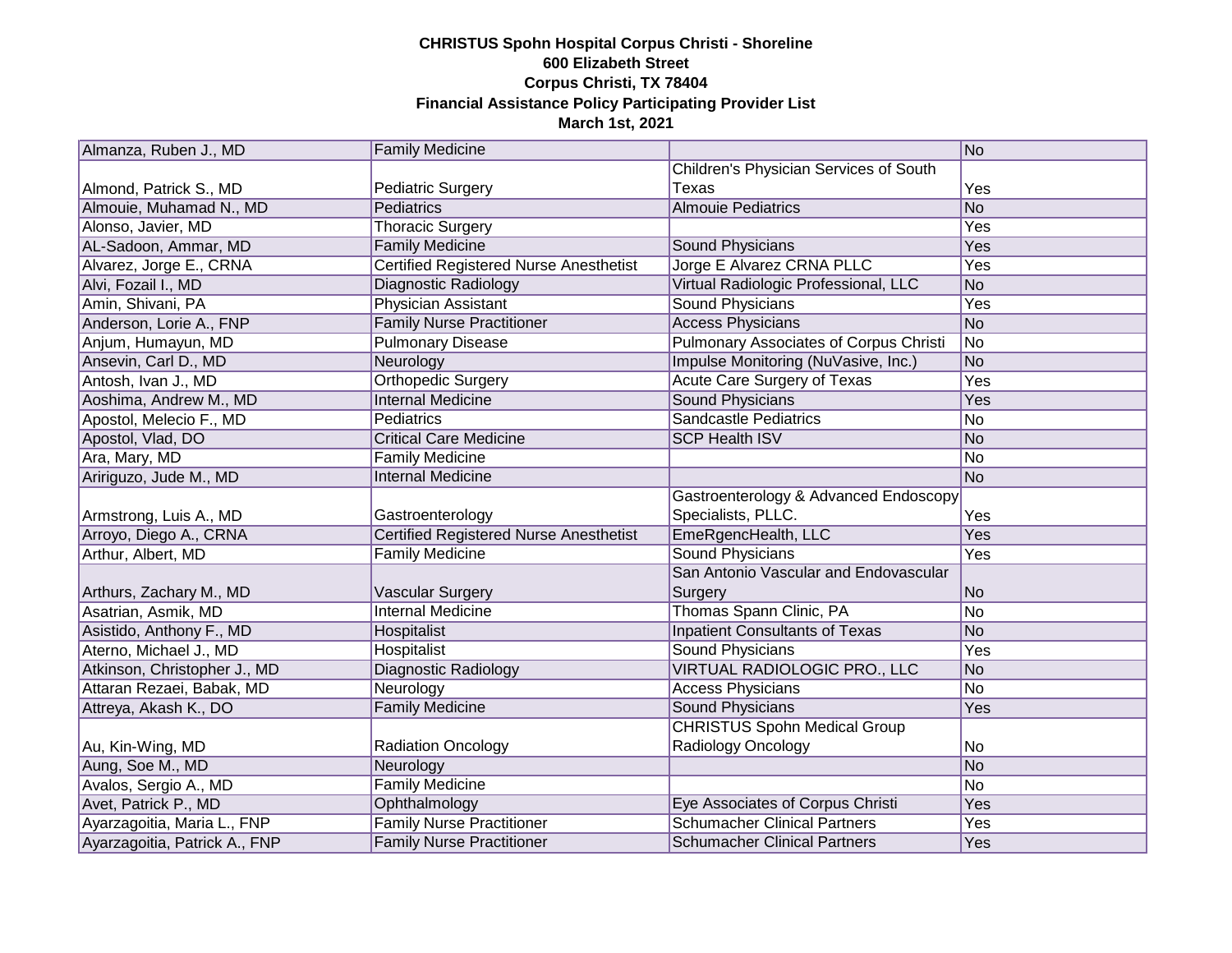**CHRISTUS Spohn Hospital Corpus Christi - Shoreline**
**600 Elizabeth Street**
**Corpus Christi, TX 78404**
**Financial Assistance Policy Participating Provider List**
**March 1st, 2021**

| | | | |
|---|---|---|---|
| Almanza, Ruben J., MD | Family Medicine | | No |
| Almond, Patrick S., MD | Pediatric Surgery | Children's Physician Services of South Texas | Yes |
| Almouie, Muhamad N., MD | Pediatrics | Almouie Pediatrics | No |
| Alonso, Javier, MD | Thoracic Surgery | | Yes |
| AL-Sadoon, Ammar, MD | Family Medicine | Sound Physicians | Yes |
| Alvarez, Jorge E., CRNA | Certified Registered Nurse Anesthetist | Jorge E Alvarez CRNA PLLC | Yes |
| Alvi, Fozail I., MD | Diagnostic Radiology | Virtual Radiologic Professional, LLC | No |
| Amin, Shivani, PA | Physician Assistant | Sound Physicians | Yes |
| Anderson, Lorie A., FNP | Family Nurse Practitioner | Access Physicians | No |
| Anjum, Humayun, MD | Pulmonary Disease | Pulmonary Associates of Corpus Christi | No |
| Ansevin, Carl D., MD | Neurology | Impulse Monitoring (NuVasive, Inc.) | No |
| Antosh, Ivan J., MD | Orthopedic Surgery | Acute Care Surgery of Texas | Yes |
| Aoshima, Andrew M., MD | Internal Medicine | Sound Physicians | Yes |
| Apostol, Melecio F., MD | Pediatrics | Sandcastle Pediatrics | No |
| Apostol, Vlad, DO | Critical Care Medicine | SCP Health ISV | No |
| Ara, Mary, MD | Family Medicine | | No |
| Aririguzo, Jude M., MD | Internal Medicine | | No |
| Armstrong, Luis A., MD | Gastroenterology | Gastroenterology & Advanced Endoscopy Specialists, PLLC. | Yes |
| Arroyo, Diego A., CRNA | Certified Registered Nurse Anesthetist | EmeRgencHealth, LLC | Yes |
| Arthur, Albert, MD | Family Medicine | Sound Physicians | Yes |
| Arthurs, Zachary M., MD | Vascular Surgery | San Antonio Vascular and Endovascular Surgery | No |
| Asatrian, Asmik, MD | Internal Medicine | Thomas Spann Clinic, PA | No |
| Asistido, Anthony F., MD | Hospitalist | Inpatient Consultants of Texas | No |
| Aterno, Michael J., MD | Hospitalist | Sound Physicians | Yes |
| Atkinson, Christopher J., MD | Diagnostic Radiology | VIRTUAL RADIOLOGIC PRO., LLC | No |
| Attaran Rezaei, Babak, MD | Neurology | Access Physicians | No |
| Attreya, Akash K., DO | Family Medicine | Sound Physicians | Yes |
| Au, Kin-Wing, MD | Radiation Oncology | CHRISTUS Spohn Medical Group Radiology Oncology | No |
| Aung, Soe M., MD | Neurology | | No |
| Avalos, Sergio A., MD | Family Medicine | | No |
| Avet, Patrick P., MD | Ophthalmology | Eye Associates of Corpus Christi | Yes |
| Ayarzagoitia, Maria L., FNP | Family Nurse Practitioner | Schumacher Clinical Partners | Yes |
| Ayarzagoitia, Patrick A., FNP | Family Nurse Practitioner | Schumacher Clinical Partners | Yes |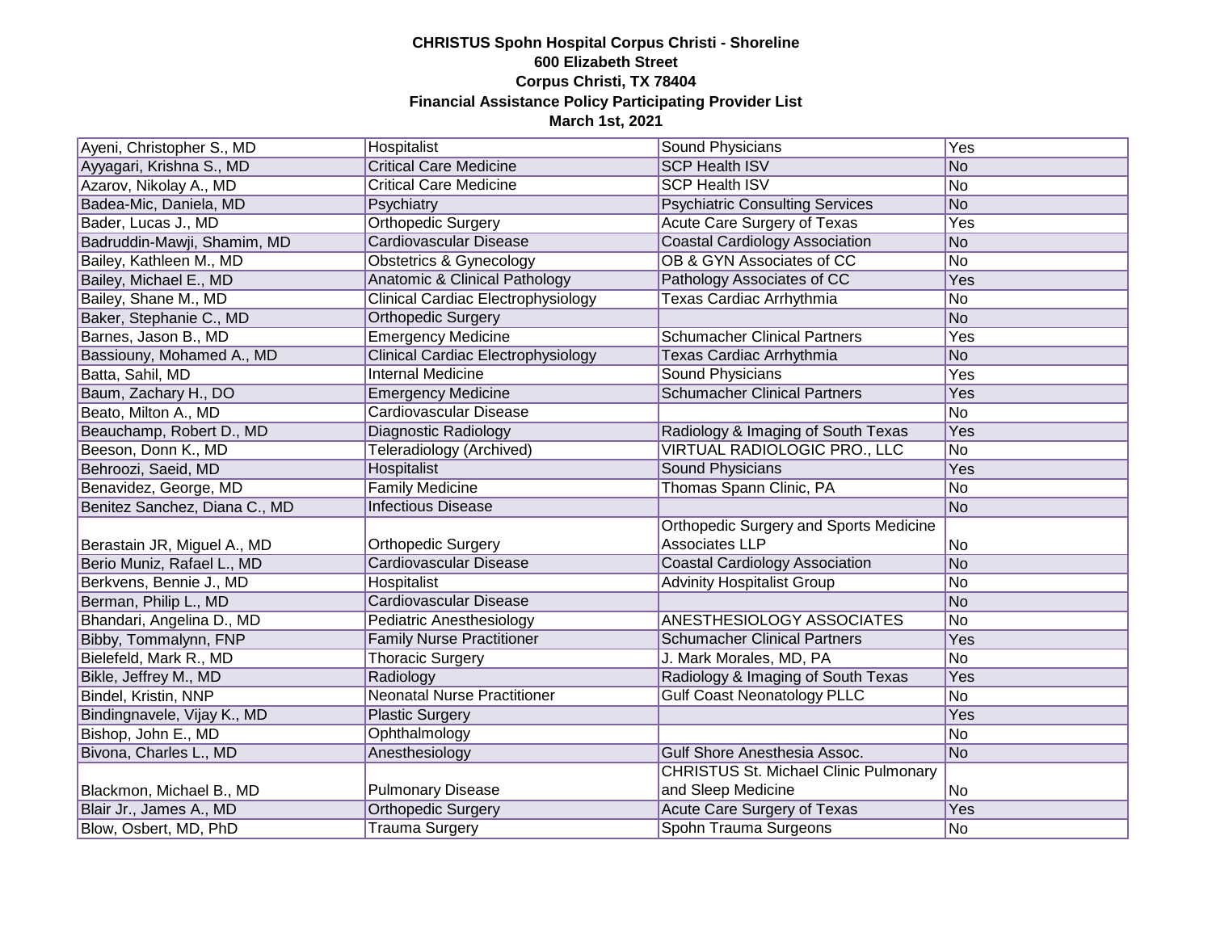**CHRISTUS Spohn Hospital Corpus Christi - Shoreline**
**600 Elizabeth Street**
**Corpus Christi, TX 78404**
**Financial Assistance Policy Participating Provider List**
**March 1st, 2021**

| | | | |
|---|---|---|---|
| Ayeni, Christopher S., MD | Hospitalist | Sound Physicians | Yes |
| Ayyagari, Krishna S., MD | Critical Care Medicine | SCP Health ISV | No |
| Azarov, Nikolay A., MD | Critical Care Medicine | SCP Health ISV | No |
| Badea-Mic, Daniela, MD | Psychiatry | Psychiatric Consulting Services | No |
| Bader, Lucas J., MD | Orthopedic Surgery | Acute Care Surgery of Texas | Yes |
| Badruddin-Mawji, Shamim, MD | Cardiovascular Disease | Coastal Cardiology Association | No |
| Bailey, Kathleen M., MD | Obstetrics & Gynecology | OB & GYN Associates of CC | No |
| Bailey, Michael E., MD | Anatomic & Clinical Pathology | Pathology Associates of CC | Yes |
| Bailey, Shane M., MD | Clinical Cardiac Electrophysiology | Texas Cardiac Arrhythmia | No |
| Baker, Stephanie C., MD | Orthopedic Surgery | | No |
| Barnes, Jason B., MD | Emergency Medicine | Schumacher Clinical Partners | Yes |
| Bassiouny, Mohamed A., MD | Clinical Cardiac Electrophysiology | Texas Cardiac Arrhythmia | No |
| Batta, Sahil, MD | Internal Medicine | Sound Physicians | Yes |
| Baum, Zachary H., DO | Emergency Medicine | Schumacher Clinical Partners | Yes |
| Beato, Milton A., MD | Cardiovascular Disease | | No |
| Beauchamp, Robert D., MD | Diagnostic Radiology | Radiology & Imaging of South Texas | Yes |
| Beeson, Donn K., MD | Teleradiology (Archived) | VIRTUAL RADIOLOGIC PRO., LLC | No |
| Behroozi, Saeid, MD | Hospitalist | Sound Physicians | Yes |
| Benavidez, George, MD | Family Medicine | Thomas Spann Clinic, PA | No |
| Benitez Sanchez, Diana C., MD | Infectious Disease | | No |
| Berastain JR, Miguel A., MD | Orthopedic Surgery | Orthopedic Surgery and Sports Medicine Associates LLP | No |
| Berio Muniz, Rafael L., MD | Cardiovascular Disease | Coastal Cardiology Association | No |
| Berkvens, Bennie J., MD | Hospitalist | Advinity Hospitalist Group | No |
| Berman, Philip L., MD | Cardiovascular Disease | | No |
| Bhandari, Angelina D., MD | Pediatric Anesthesiology | ANESTHESIOLOGY ASSOCIATES | No |
| Bibby, Tommalynn, FNP | Family Nurse Practitioner | Schumacher Clinical Partners | Yes |
| Bielefeld, Mark R., MD | Thoracic Surgery | J. Mark Morales, MD, PA | No |
| Bikle, Jeffrey M., MD | Radiology | Radiology & Imaging of South Texas | Yes |
| Bindel, Kristin, NNP | Neonatal Nurse Practitioner | Gulf Coast Neonatology PLLC | No |
| Bindingnavele, Vijay K., MD | Plastic Surgery | | Yes |
| Bishop, John E., MD | Ophthalmology | | No |
| Bivona, Charles L., MD | Anesthesiology | Gulf Shore Anesthesia Assoc. | No |
| Blackmon, Michael B., MD | Pulmonary Disease | CHRISTUS St. Michael Clinic Pulmonary and Sleep Medicine | No |
| Blair Jr., James A., MD | Orthopedic Surgery | Acute Care Surgery of Texas | Yes |
| Blow, Osbert, MD, PhD | Trauma Surgery | Spohn Trauma Surgeons | No |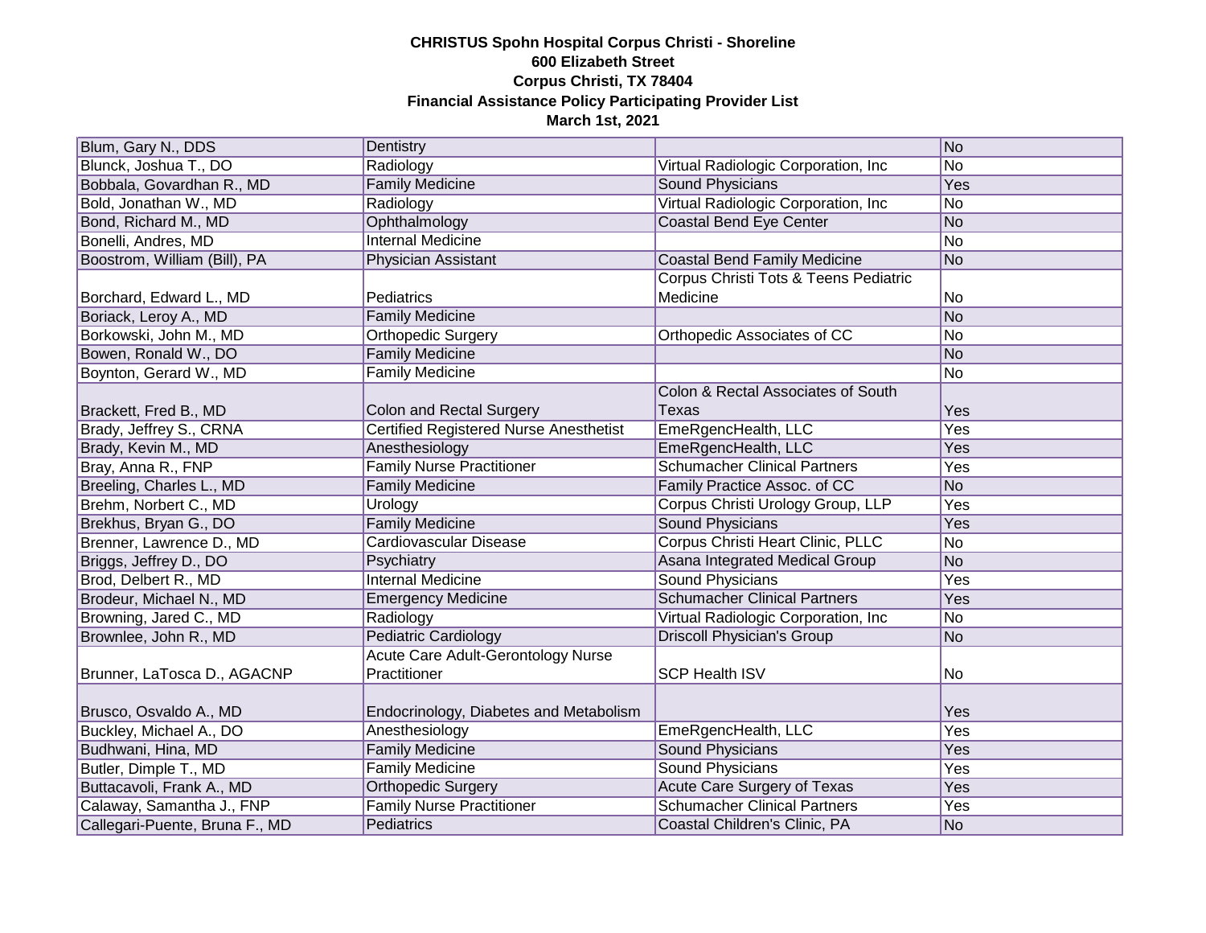**CHRISTUS Spohn Hospital Corpus Christi - Shoreline**
**600 Elizabeth Street**
**Corpus Christi, TX 78404**
**Financial Assistance Policy Participating Provider List**
**March 1st, 2021**

| | | | |
|---|---|---|---|
| Blum, Gary N., DDS | Dentistry | | No |
| Blunck, Joshua T., DO | Radiology | Virtual Radiologic Corporation, Inc | No |
| Bobbala, Govardhan R., MD | Family Medicine | Sound Physicians | Yes |
| Bold, Jonathan W., MD | Radiology | Virtual Radiologic Corporation, Inc | No |
| Bond, Richard M., MD | Ophthalmology | Coastal Bend Eye Center | No |
| Bonelli, Andres, MD | Internal Medicine | | No |
| Boostrom, William (Bill), PA | Physician Assistant | Coastal Bend Family Medicine | No |
| Borchard, Edward L., MD | Pediatrics | Corpus Christi Tots & Teens Pediatric Medicine | No |
| Boriack, Leroy A., MD | Family Medicine | | No |
| Borkowski, John M., MD | Orthopedic Surgery | Orthopedic Associates of CC | No |
| Bowen, Ronald W., DO | Family Medicine | | No |
| Boynton, Gerard W., MD | Family Medicine | | No |
| Brackett, Fred B., MD | Colon and Rectal Surgery | Colon & Rectal Associates of South Texas | Yes |
| Brady, Jeffrey S., CRNA | Certified Registered Nurse Anesthetist | EmeRgencHealth, LLC | Yes |
| Brady, Kevin M., MD | Anesthesiology | EmeRgencHealth, LLC | Yes |
| Bray, Anna R., FNP | Family Nurse Practitioner | Schumacher Clinical Partners | Yes |
| Breeling, Charles L., MD | Family Medicine | Family Practice Assoc. of CC | No |
| Brehm, Norbert C., MD | Urology | Corpus Christi Urology Group, LLP | Yes |
| Brekhus, Bryan G., DO | Family Medicine | Sound Physicians | Yes |
| Brenner, Lawrence D., MD | Cardiovascular Disease | Corpus Christi Heart Clinic, PLLC | No |
| Briggs, Jeffrey D., DO | Psychiatry | Asana Integrated Medical Group | No |
| Brod, Delbert R., MD | Internal Medicine | Sound Physicians | Yes |
| Brodeur, Michael N., MD | Emergency Medicine | Schumacher Clinical Partners | Yes |
| Browning, Jared C., MD | Radiology | Virtual Radiologic Corporation, Inc | No |
| Brownlee, John R., MD | Pediatric Cardiology | Driscoll Physician's Group | No |
| Brunner, LaTosca D., AGACNP | Acute Care Adult-Gerontology Nurse Practitioner | SCP Health ISV | No |
| Brusco, Osvaldo A., MD | Endocrinology, Diabetes and Metabolism | | Yes |
| Buckley, Michael A., DO | Anesthesiology | EmeRgencHealth, LLC | Yes |
| Budhwani, Hina, MD | Family Medicine | Sound Physicians | Yes |
| Butler, Dimple T., MD | Family Medicine | Sound Physicians | Yes |
| Buttacavoli, Frank A., MD | Orthopedic Surgery | Acute Care Surgery of Texas | Yes |
| Calaway, Samantha J., FNP | Family Nurse Practitioner | Schumacher Clinical Partners | Yes |
| Callegari-Puente, Bruna F., MD | Pediatrics | Coastal Children's Clinic, PA | No |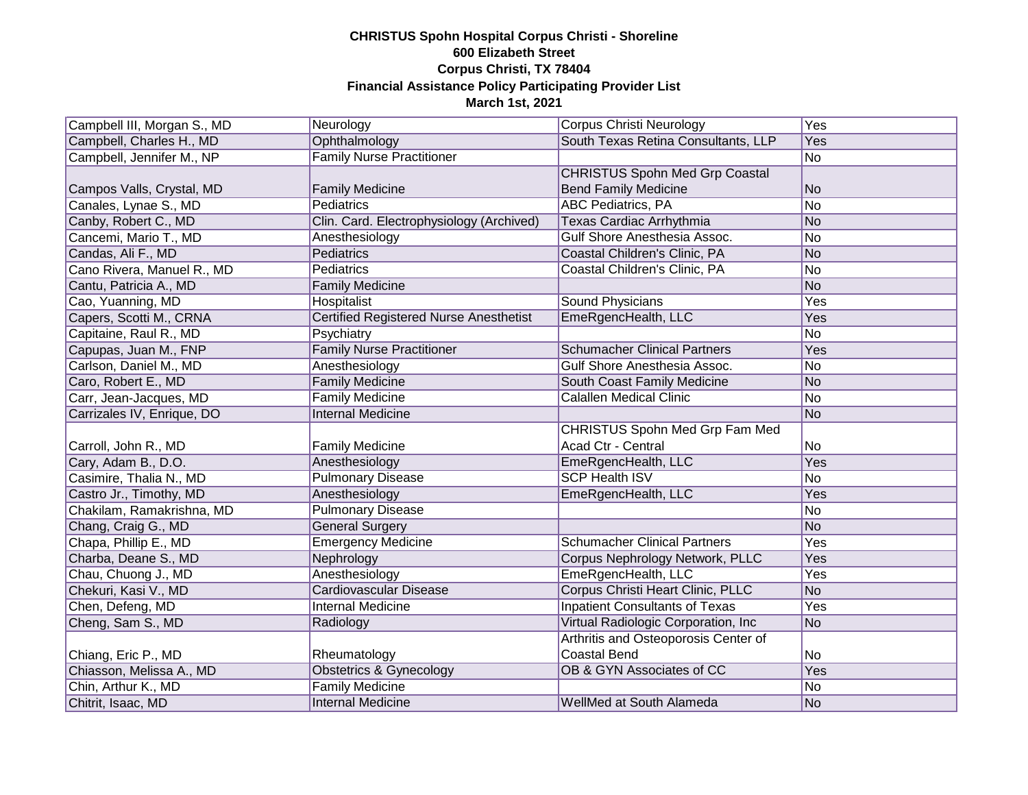**CHRISTUS Spohn Hospital Corpus Christi - Shoreline**
**600 Elizabeth Street**
**Corpus Christi, TX 78404**
**Financial Assistance Policy Participating Provider List**
**March 1st, 2021**

| | | | |
|---|---|---|---|
| Campbell III, Morgan S., MD | Neurology | Corpus Christi Neurology | Yes |
| Campbell, Charles H., MD | Ophthalmology | South Texas Retina Consultants, LLP | Yes |
| Campbell, Jennifer M., NP | Family Nurse Practitioner | | No |
| Campos Valls, Crystal, MD | Family Medicine | CHRISTUS Spohn Med Grp Coastal Bend Family Medicine | No |
| Canales, Lynae S., MD | Pediatrics | ABC Pediatrics, PA | No |
| Canby, Robert C., MD | Clin. Card. Electrophysiology (Archived) | Texas Cardiac Arrhythmia | No |
| Cancemi, Mario T., MD | Anesthesiology | Gulf Shore Anesthesia Assoc. | No |
| Candas, Ali F., MD | Pediatrics | Coastal Children's Clinic, PA | No |
| Cano Rivera, Manuel R., MD | Pediatrics | Coastal Children's Clinic, PA | No |
| Cantu, Patricia A., MD | Family Medicine | | No |
| Cao, Yuanning, MD | Hospitalist | Sound Physicians | Yes |
| Capers, Scotti M., CRNA | Certified Registered Nurse Anesthetist | EmeRgencHealth, LLC | Yes |
| Capitaine, Raul R., MD | Psychiatry | | No |
| Capupas, Juan M., FNP | Family Nurse Practitioner | Schumacher Clinical Partners | Yes |
| Carlson, Daniel M., MD | Anesthesiology | Gulf Shore Anesthesia Assoc. | No |
| Caro, Robert E., MD | Family Medicine | South Coast Family Medicine | No |
| Carr, Jean-Jacques, MD | Family Medicine | Calallen Medical Clinic | No |
| Carrizales IV, Enrique, DO | Internal Medicine | | No |
| Carroll, John R., MD | Family Medicine | CHRISTUS Spohn Med Grp Fam Med Acad Ctr - Central | No |
| Cary, Adam B., D.O. | Anesthesiology | EmeRgencHealth, LLC | Yes |
| Casimire, Thalia N., MD | Pulmonary Disease | SCP Health ISV | No |
| Castro Jr., Timothy, MD | Anesthesiology | EmeRgencHealth, LLC | Yes |
| Chakilam, Ramakrishna, MD | Pulmonary Disease | | No |
| Chang, Craig G., MD | General Surgery | | No |
| Chapa, Phillip E., MD | Emergency Medicine | Schumacher Clinical Partners | Yes |
| Charba, Deane S., MD | Nephrology | Corpus Nephrology Network, PLLC | Yes |
| Chau, Chuong J., MD | Anesthesiology | EmeRgencHealth, LLC | Yes |
| Chekuri, Kasi V., MD | Cardiovascular Disease | Corpus Christi Heart Clinic, PLLC | No |
| Chen, Defeng, MD | Internal Medicine | Inpatient Consultants of Texas | Yes |
| Cheng, Sam S., MD | Radiology | Virtual Radiologic Corporation, Inc | No |
| Chiang, Eric P., MD | Rheumatology | Arthritis and Osteoporosis Center of Coastal Bend | No |
| Chiasson, Melissa A., MD | Obstetrics & Gynecology | OB & GYN Associates of CC | Yes |
| Chin, Arthur K., MD | Family Medicine | | No |
| Chitrit, Isaac, MD | Internal Medicine | WellMed at South Alameda | No |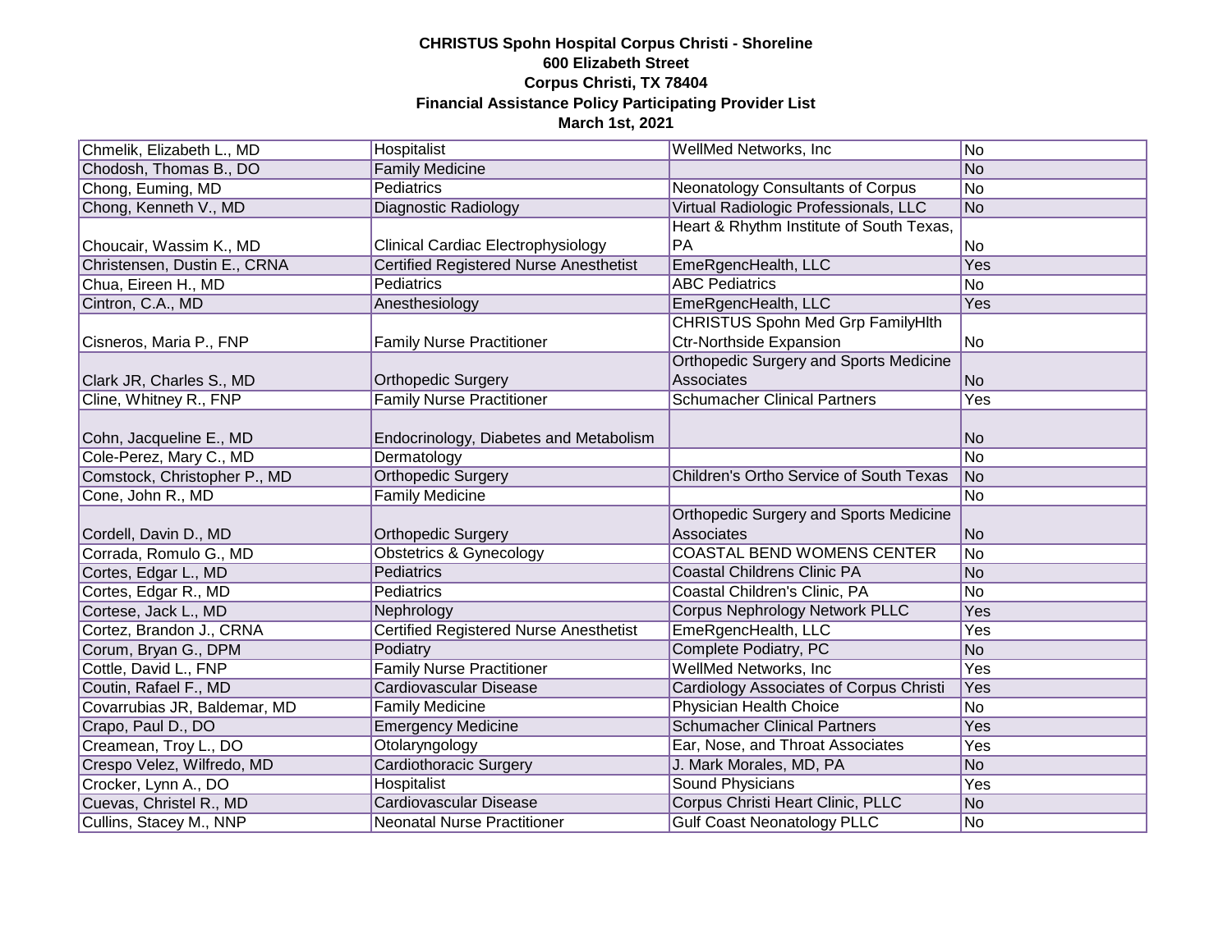**CHRISTUS Spohn Hospital Corpus Christi - Shoreline**
**600 Elizabeth Street**
**Corpus Christi, TX 78404**
**Financial Assistance Policy Participating Provider List**
**March 1st, 2021**

| | | | |
|---|---|---|---|
| Chmelik, Elizabeth L., MD | Hospitalist | WellMed Networks, Inc | No |
| Chodosh, Thomas B., DO | Family Medicine | | No |
| Chong, Euming, MD | Pediatrics | Neonatology Consultants of Corpus | No |
| Chong, Kenneth V., MD | Diagnostic Radiology | Virtual Radiologic Professionals, LLC | No |
| Choucair, Wassim K., MD | Clinical Cardiac Electrophysiology | Heart & Rhythm Institute of South Texas, PA | No |
| Christensen, Dustin E., CRNA | Certified Registered Nurse Anesthetist | EmeRgencHealth, LLC | Yes |
| Chua, Eireen H., MD | Pediatrics | ABC Pediatrics | No |
| Cintron, C.A., MD | Anesthesiology | EmeRgencHealth, LLC | Yes |
| Cisneros, Maria P., FNP | Family Nurse Practitioner | CHRISTUS Spohn Med Grp FamilyHlth Ctr-Northside Expansion | No |
| Clark JR, Charles S., MD | Orthopedic Surgery | Orthopedic Surgery and Sports Medicine Associates | No |
| Cline, Whitney R., FNP | Family Nurse Practitioner | Schumacher Clinical Partners | Yes |
| Cohn, Jacqueline E., MD | Endocrinology, Diabetes and Metabolism | | No |
| Cole-Perez, Mary C., MD | Dermatology | | No |
| Comstock, Christopher P., MD | Orthopedic Surgery | Children's Ortho Service of South Texas | No |
| Cone, John R., MD | Family Medicine | | No |
| Cordell, Davin D., MD | Orthopedic Surgery | Orthopedic Surgery and Sports Medicine Associates | No |
| Corrada, Romulo G., MD | Obstetrics & Gynecology | COASTAL BEND WOMENS CENTER | No |
| Cortes, Edgar L., MD | Pediatrics | Coastal Childrens Clinic PA | No |
| Cortes, Edgar R., MD | Pediatrics | Coastal Children's Clinic, PA | No |
| Cortese, Jack L., MD | Nephrology | Corpus Nephrology Network PLLC | Yes |
| Cortez, Brandon J., CRNA | Certified Registered Nurse Anesthetist | EmeRgencHealth, LLC | Yes |
| Corum, Bryan G., DPM | Podiatry | Complete Podiatry, PC | No |
| Cottle, David L., FNP | Family Nurse Practitioner | WellMed Networks, Inc | Yes |
| Coutin, Rafael F., MD | Cardiovascular Disease | Cardiology Associates of Corpus Christi | Yes |
| Covarrubias JR, Baldemar, MD | Family Medicine | Physician Health Choice | No |
| Crapo, Paul D., DO | Emergency Medicine | Schumacher Clinical Partners | Yes |
| Creamean, Troy L., DO | Otolaryngology | Ear, Nose, and Throat Associates | Yes |
| Crespo Velez, Wilfredo, MD | Cardiothoracic Surgery | J. Mark Morales, MD, PA | No |
| Crocker, Lynn A., DO | Hospitalist | Sound Physicians | Yes |
| Cuevas, Christel R., MD | Cardiovascular Disease | Corpus Christi Heart Clinic, PLLC | No |
| Cullins, Stacey M., NNP | Neonatal Nurse Practitioner | Gulf Coast Neonatology PLLC | No |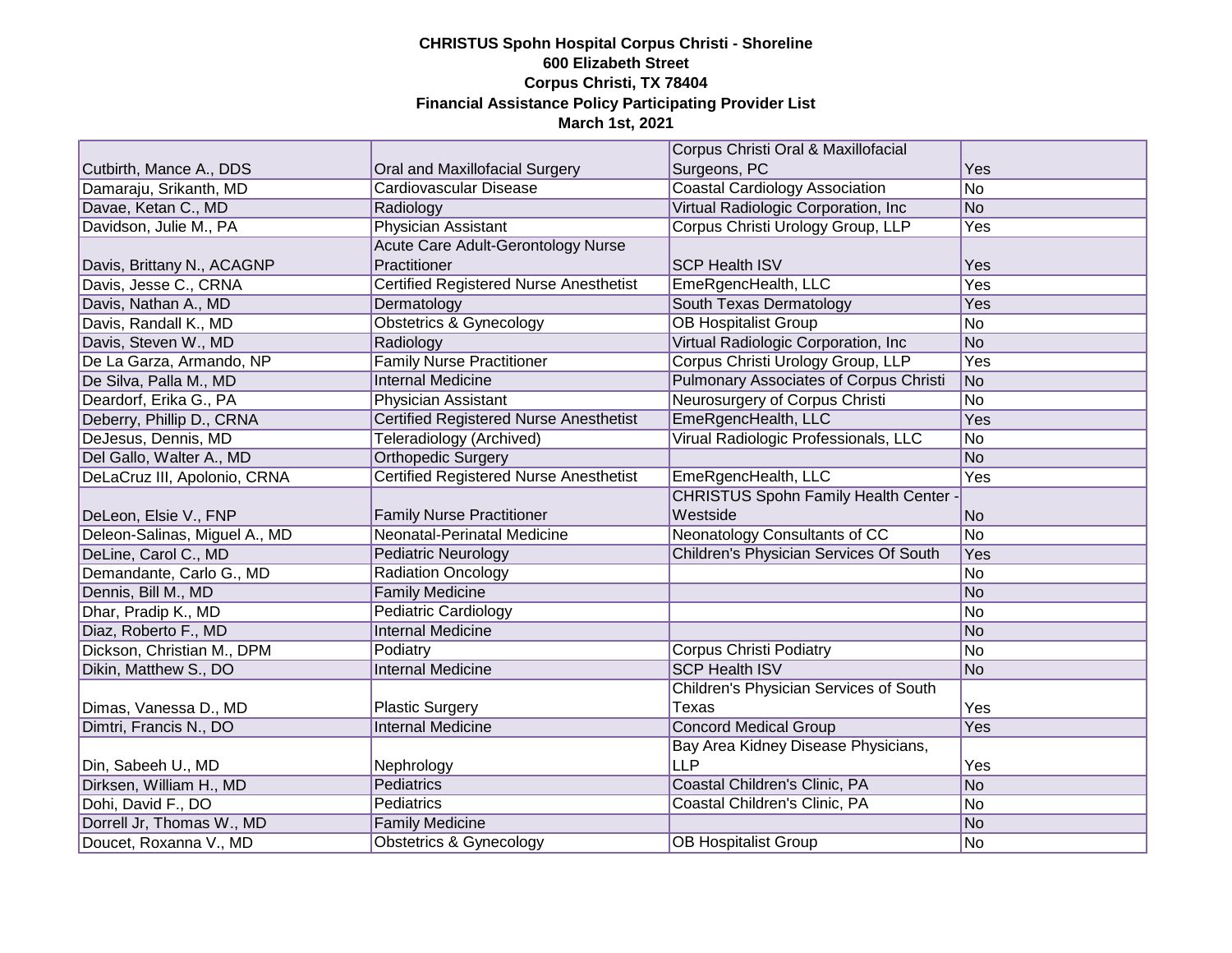**CHRISTUS Spohn Hospital Corpus Christi - Shoreline**
**600 Elizabeth Street**
**Corpus Christi, TX 78404**
**Financial Assistance Policy Participating Provider List**
**March 1st, 2021**

| | | | |
|---|---|---|---|
| Cutbirth, Mance A., DDS | Oral and Maxillofacial Surgery | Corpus Christi Oral & Maxillofacial Surgeons, PC | Yes |
| Damaraju, Srikanth, MD | Cardiovascular Disease | Coastal Cardiology Association | No |
| Davae, Ketan C., MD | Radiology | Virtual Radiologic Corporation, Inc | No |
| Davidson, Julie M., PA | Physician Assistant | Corpus Christi Urology Group, LLP | Yes |
| Davis, Brittany N., ACAGNP | Acute Care Adult-Gerontology Nurse Practitioner | SCP Health ISV | Yes |
| Davis, Jesse C., CRNA | Certified Registered Nurse Anesthetist | EmeRgencHealth, LLC | Yes |
| Davis, Nathan A., MD | Dermatology | South Texas Dermatology | Yes |
| Davis, Randall K., MD | Obstetrics & Gynecology | OB Hospitalist Group | No |
| Davis, Steven W., MD | Radiology | Virtual Radiologic Corporation, Inc | No |
| De La Garza, Armando, NP | Family Nurse Practitioner | Corpus Christi Urology Group, LLP | Yes |
| De Silva, Palla M., MD | Internal Medicine | Pulmonary Associates of Corpus Christi | No |
| Deardorf, Erika G., PA | Physician Assistant | Neurosurgery of Corpus Christi | No |
| Deberry, Phillip D., CRNA | Certified Registered Nurse Anesthetist | EmeRgencHealth, LLC | Yes |
| DeJesus, Dennis, MD | Teleradiology (Archived) | Virual Radiologic Professionals, LLC | No |
| Del Gallo, Walter A., MD | Orthopedic Surgery | | No |
| DeLaCruz III, Apolonio, CRNA | Certified Registered Nurse Anesthetist | EmeRgencHealth, LLC | Yes |
| DeLeon, Elsie V., FNP | Family Nurse Practitioner | CHRISTUS Spohn Family Health Center - Westside | No |
| Deleon-Salinas, Miguel A., MD | Neonatal-Perinatal Medicine | Neonatology Consultants of CC | No |
| DeLine, Carol C., MD | Pediatric Neurology | Children's Physician Services Of South | Yes |
| Demandante, Carlo G., MD | Radiation Oncology | | No |
| Dennis, Bill M., MD | Family Medicine | | No |
| Dhar, Pradip K., MD | Pediatric Cardiology | | No |
| Diaz, Roberto F., MD | Internal Medicine | | No |
| Dickson, Christian M., DPM | Podiatry | Corpus Christi Podiatry | No |
| Dikin, Matthew S., DO | Internal Medicine | SCP Health ISV | No |
| Dimas, Vanessa D., MD | Plastic Surgery | Children's Physician Services of South Texas | Yes |
| Dimtri, Francis N., DO | Internal Medicine | Concord Medical Group | Yes |
| Din, Sabeeh U., MD | Nephrology | Bay Area Kidney Disease Physicians, LLP | Yes |
| Dirksen, William H., MD | Pediatrics | Coastal Children's Clinic, PA | No |
| Dohi, David F., DO | Pediatrics | Coastal Children's Clinic, PA | No |
| Dorrell Jr, Thomas W., MD | Family Medicine | | No |
| Doucet, Roxanna V., MD | Obstetrics & Gynecology | OB Hospitalist Group | No |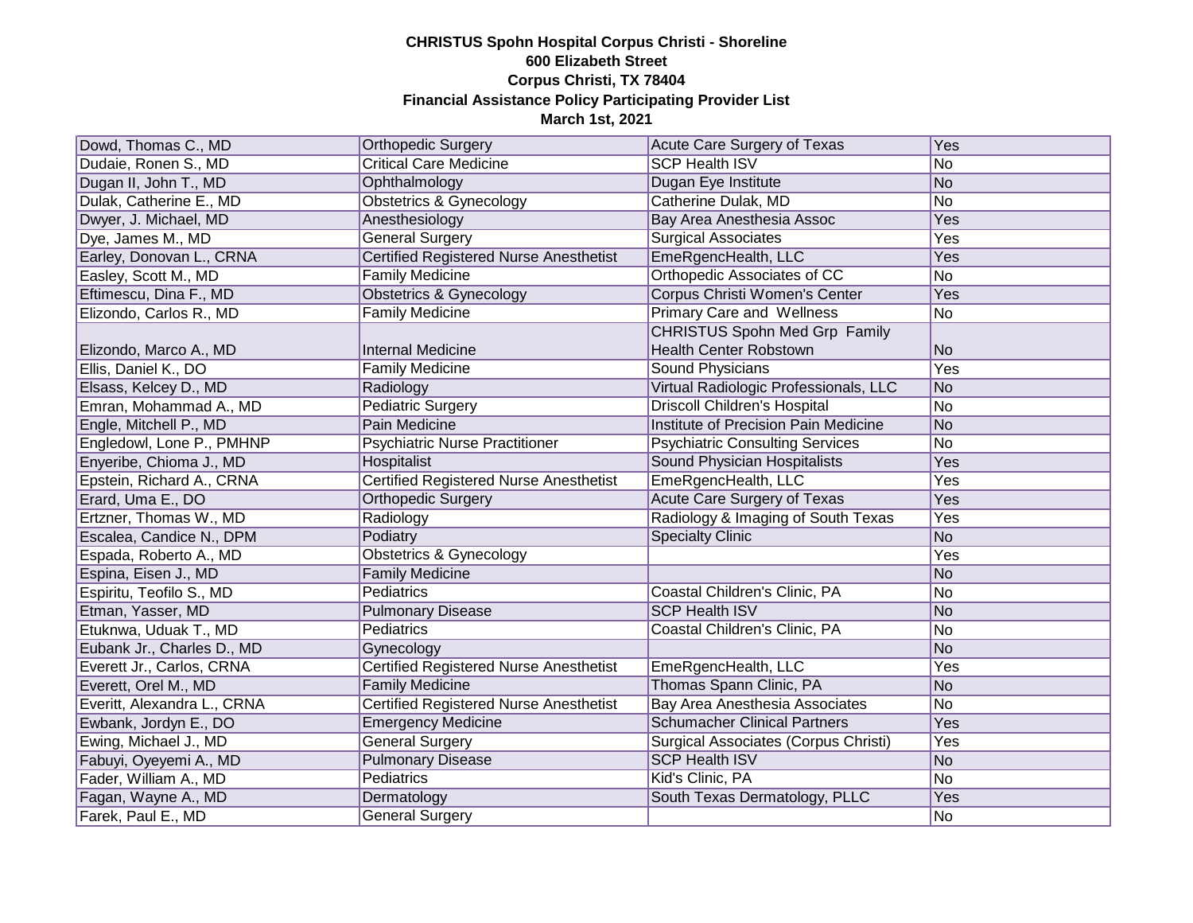**CHRISTUS Spohn Hospital Corpus Christi - Shoreline**
**600 Elizabeth Street**
**Corpus Christi, TX 78404**
**Financial Assistance Policy Participating Provider List**
**March 1st, 2021**

| | | | |
|---|---|---|---|
| Dowd, Thomas C., MD | Orthopedic Surgery | Acute Care Surgery of Texas | Yes |
| Dudaie, Ronen S., MD | Critical Care Medicine | SCP Health ISV | No |
| Dugan II, John T., MD | Ophthalmology | Dugan Eye Institute | No |
| Dulak, Catherine E., MD | Obstetrics & Gynecology | Catherine Dulak, MD | No |
| Dwyer, J. Michael, MD | Anesthesiology | Bay Area Anesthesia Assoc | Yes |
| Dye, James M., MD | General Surgery | Surgical Associates | Yes |
| Earley, Donovan L., CRNA | Certified Registered Nurse Anesthetist | EmeRgencHealth, LLC | Yes |
| Easley, Scott M., MD | Family Medicine | Orthopedic Associates of CC | No |
| Eftimescu, Dina F., MD | Obstetrics & Gynecology | Corpus Christi Women's Center | Yes |
| Elizondo, Carlos R., MD | Family Medicine | Primary Care and Wellness | No |
| Elizondo, Marco A., MD | Internal Medicine | CHRISTUS Spohn Med Grp Family Health Center Robstown | No |
| Ellis, Daniel K., DO | Family Medicine | Sound Physicians | Yes |
| Elsass, Kelcey D., MD | Radiology | Virtual Radiologic Professionals, LLC | No |
| Emran, Mohammad A., MD | Pediatric Surgery | Driscoll Children's Hospital | No |
| Engle, Mitchell P., MD | Pain Medicine | Institute of Precision Pain Medicine | No |
| Engledowl, Lone P., PMHNP | Psychiatric Nurse Practitioner | Psychiatric Consulting Services | No |
| Enyeribe, Chioma J., MD | Hospitalist | Sound Physician Hospitalists | Yes |
| Epstein, Richard A., CRNA | Certified Registered Nurse Anesthetist | EmeRgencHealth, LLC | Yes |
| Erard, Uma E., DO | Orthopedic Surgery | Acute Care Surgery of Texas | Yes |
| Ertzner, Thomas W., MD | Radiology | Radiology & Imaging of South Texas | Yes |
| Escalea, Candice N., DPM | Podiatry | Specialty Clinic | No |
| Espada, Roberto A., MD | Obstetrics & Gynecology | | Yes |
| Espina, Eisen J., MD | Family Medicine | | No |
| Espiritu, Teofilo S., MD | Pediatrics | Coastal Children's Clinic, PA | No |
| Etman, Yasser, MD | Pulmonary Disease | SCP Health ISV | No |
| Etuknwa, Uduak T., MD | Pediatrics | Coastal Children's Clinic, PA | No |
| Eubank Jr., Charles D., MD | Gynecology | | No |
| Everett Jr., Carlos, CRNA | Certified Registered Nurse Anesthetist | EmeRgencHealth, LLC | Yes |
| Everett, Orel M., MD | Family Medicine | Thomas Spann Clinic, PA | No |
| Everitt, Alexandra L., CRNA | Certified Registered Nurse Anesthetist | Bay Area Anesthesia Associates | No |
| Ewbank, Jordyn E., DO | Emergency Medicine | Schumacher Clinical Partners | Yes |
| Ewing, Michael J., MD | General Surgery | Surgical Associates (Corpus Christi) | Yes |
| Fabuyi, Oyeyemi A., MD | Pulmonary Disease | SCP Health ISV | No |
| Fader, William A., MD | Pediatrics | Kid's Clinic, PA | No |
| Fagan, Wayne A., MD | Dermatology | South Texas Dermatology, PLLC | Yes |
| Farek, Paul E., MD | General Surgery | | No |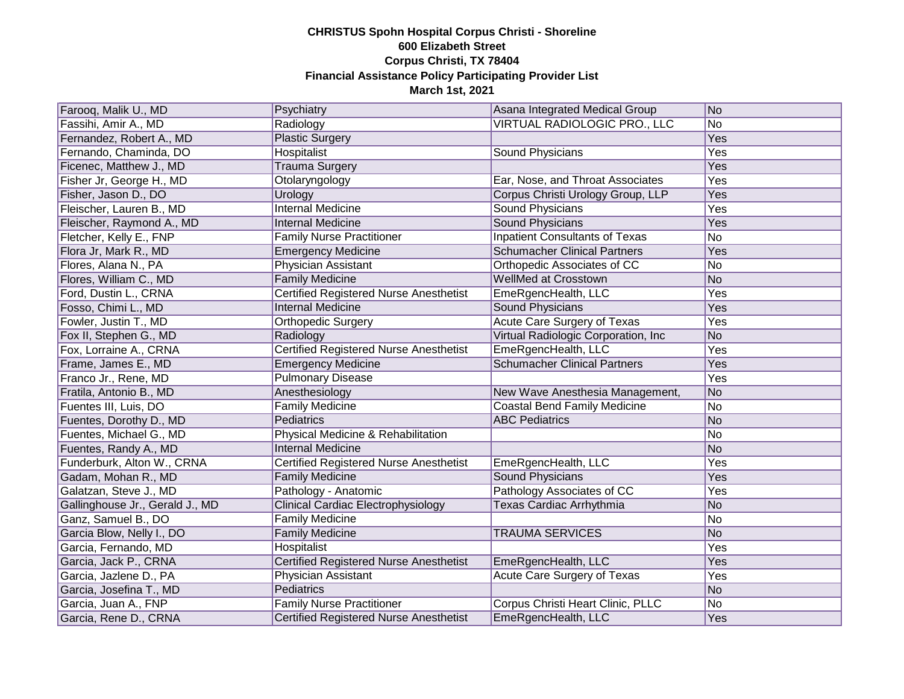**CHRISTUS Spohn Hospital Corpus Christi - Shoreline**
**600 Elizabeth Street**
**Corpus Christi, TX 78404**
**Financial Assistance Policy Participating Provider List**
**March 1st, 2021**

| | | | |
|---|---|---|---|
| Farooq, Malik U., MD | Psychiatry | Asana Integrated Medical Group | No |
| Fassihi, Amir A., MD | Radiology | VIRTUAL RADIOLOGIC PRO., LLC | No |
| Fernandez, Robert A., MD | Plastic Surgery | | Yes |
| Fernando, Chaminda, DO | Hospitalist | Sound Physicians | Yes |
| Ficenec, Matthew J., MD | Trauma Surgery | | Yes |
| Fisher Jr, George H., MD | Otolaryngology | Ear, Nose, and Throat Associates | Yes |
| Fisher, Jason D., DO | Urology | Corpus Christi Urology Group, LLP | Yes |
| Fleischer, Lauren B., MD | Internal Medicine | Sound Physicians | Yes |
| Fleischer, Raymond A., MD | Internal Medicine | Sound Physicians | Yes |
| Fletcher, Kelly E., FNP | Family Nurse Practitioner | Inpatient Consultants of Texas | No |
| Flora Jr, Mark R., MD | Emergency Medicine | Schumacher Clinical Partners | Yes |
| Flores, Alana N., PA | Physician Assistant | Orthopedic Associates of CC | No |
| Flores, William C., MD | Family Medicine | WellMed at Crosstown | No |
| Ford, Dustin L., CRNA | Certified Registered Nurse Anesthetist | EmeRgencHealth, LLC | Yes |
| Fosso, Chimi L., MD | Internal Medicine | Sound Physicians | Yes |
| Fowler, Justin T., MD | Orthopedic Surgery | Acute Care Surgery of Texas | Yes |
| Fox II, Stephen G., MD | Radiology | Virtual Radiologic Corporation, Inc | No |
| Fox, Lorraine A., CRNA | Certified Registered Nurse Anesthetist | EmeRgencHealth, LLC | Yes |
| Frame, James E., MD | Emergency Medicine | Schumacher Clinical Partners | Yes |
| Franco Jr., Rene, MD | Pulmonary Disease | | Yes |
| Fratila, Antonio B., MD | Anesthesiology | New Wave Anesthesia Management, | No |
| Fuentes III, Luis, DO | Family Medicine | Coastal Bend Family Medicine | No |
| Fuentes, Dorothy D., MD | Pediatrics | ABC Pediatrics | No |
| Fuentes, Michael G., MD | Physical Medicine & Rehabilitation | | No |
| Fuentes, Randy A., MD | Internal Medicine | | No |
| Funderburk, Alton W., CRNA | Certified Registered Nurse Anesthetist | EmeRgencHealth, LLC | Yes |
| Gadam, Mohan R., MD | Family Medicine | Sound Physicians | Yes |
| Galatzan, Steve J., MD | Pathology - Anatomic | Pathology Associates of CC | Yes |
| Gallinghouse Jr., Gerald J., MD | Clinical Cardiac Electrophysiology | Texas Cardiac Arrhythmia | No |
| Ganz, Samuel B., DO | Family Medicine | | No |
| Garcia Blow, Nelly I., DO | Family Medicine | TRAUMA SERVICES | No |
| Garcia, Fernando, MD | Hospitalist | | Yes |
| Garcia, Jack P., CRNA | Certified Registered Nurse Anesthetist | EmeRgencHealth, LLC | Yes |
| Garcia, Jazlene D., PA | Physician Assistant | Acute Care Surgery of Texas | Yes |
| Garcia, Josefina T., MD | Pediatrics | | No |
| Garcia, Juan A., FNP | Family Nurse Practitioner | Corpus Christi Heart Clinic, PLLC | No |
| Garcia, Rene D., CRNA | Certified Registered Nurse Anesthetist | EmeRgencHealth, LLC | Yes |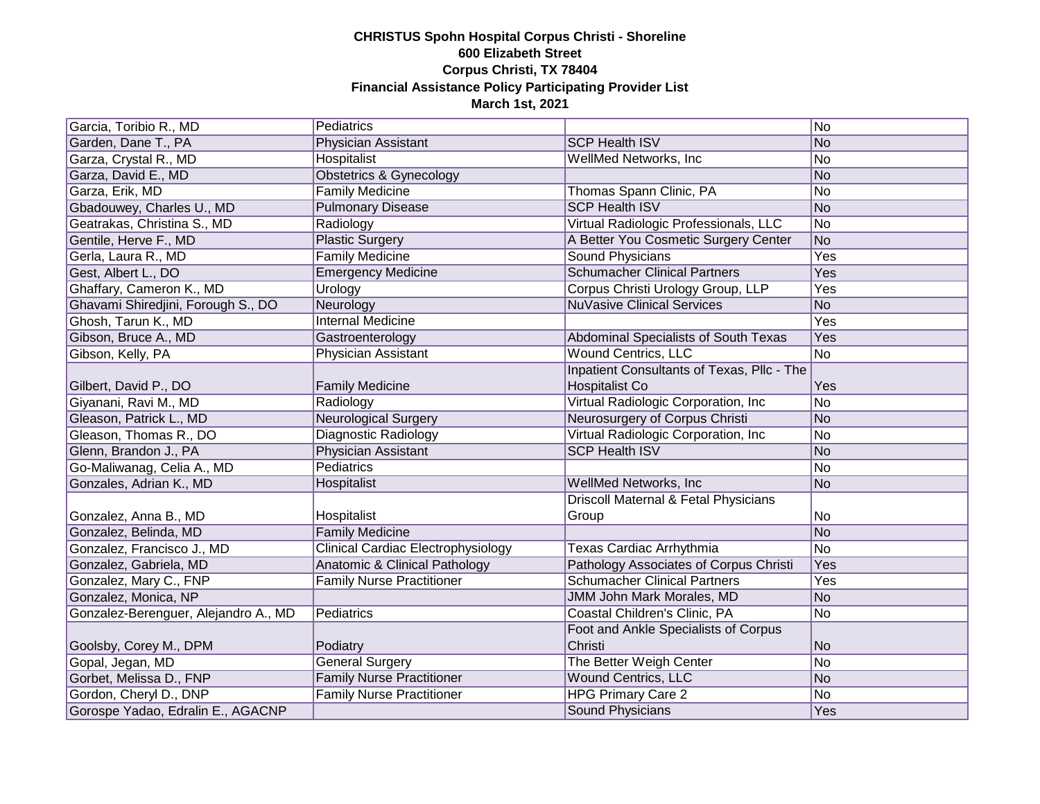**CHRISTUS Spohn Hospital Corpus Christi - Shoreline**
**600 Elizabeth Street**
**Corpus Christi, TX 78404**
**Financial Assistance Policy Participating Provider List**
**March 1st, 2021**

| | | | |
|---|---|---|---|
| Garcia, Toribio R., MD | Pediatrics | | No |
| Garden, Dane T., PA | Physician Assistant | SCP Health ISV | No |
| Garza, Crystal R., MD | Hospitalist | WellMed Networks, Inc | No |
| Garza, David E., MD | Obstetrics & Gynecology | | No |
| Garza, Erik, MD | Family Medicine | Thomas Spann Clinic, PA | No |
| Gbadouwey, Charles U., MD | Pulmonary Disease | SCP Health ISV | No |
| Geatrakas, Christina S., MD | Radiology | Virtual Radiologic Professionals, LLC | No |
| Gentile, Herve F., MD | Plastic Surgery | A Better You Cosmetic Surgery Center | No |
| Gerla, Laura R., MD | Family Medicine | Sound Physicians | Yes |
| Gest, Albert L., DO | Emergency Medicine | Schumacher Clinical Partners | Yes |
| Ghaffary, Cameron K., MD | Urology | Corpus Christi Urology Group, LLP | Yes |
| Ghavami Shiredjini, Forough S., DO | Neurology | NuVasive Clinical Services | No |
| Ghosh, Tarun K., MD | Internal Medicine | | Yes |
| Gibson, Bruce A., MD | Gastroenterology | Abdominal Specialists of South Texas | Yes |
| Gibson, Kelly, PA | Physician Assistant | Wound Centrics, LLC | No |
| Gilbert, David P., DO | Family Medicine | Inpatient Consultants of Texas, Pllc - The Hospitalist Co | Yes |
| Giyanani, Ravi M., MD | Radiology | Virtual Radiologic Corporation, Inc | No |
| Gleason, Patrick L., MD | Neurological Surgery | Neurosurgery of Corpus Christi | No |
| Gleason, Thomas R., DO | Diagnostic Radiology | Virtual Radiologic Corporation, Inc | No |
| Glenn, Brandon J., PA | Physician Assistant | SCP Health ISV | No |
| Go-Maliwanag, Celia A., MD | Pediatrics | | No |
| Gonzales, Adrian K., MD | Hospitalist | WellMed Networks, Inc | No |
| Gonzalez, Anna B., MD | Hospitalist | Driscoll Maternal & Fetal Physicians Group | No |
| Gonzalez, Belinda, MD | Family Medicine | | No |
| Gonzalez, Francisco J., MD | Clinical Cardiac Electrophysiology | Texas Cardiac Arrhythmia | No |
| Gonzalez, Gabriela, MD | Anatomic & Clinical Pathology | Pathology Associates of Corpus Christi | Yes |
| Gonzalez, Mary C., FNP | Family Nurse Practitioner | Schumacher Clinical Partners | Yes |
| Gonzalez, Monica, NP | | JMM John Mark Morales, MD | No |
| Gonzalez-Berenguer, Alejandro A., MD | Pediatrics | Coastal Children's Clinic, PA | No |
| Goolsby, Corey M., DPM | Podiatry | Foot and Ankle Specialists of Corpus Christi | No |
| Gopal, Jegan, MD | General Surgery | The Better Weigh Center | No |
| Gorbet, Melissa D., FNP | Family Nurse Practitioner | Wound Centrics, LLC | No |
| Gordon, Cheryl D., DNP | Family Nurse Practitioner | HPG Primary Care 2 | No |
| Gorospe Yadao, Edralin E., AGACNP | | Sound Physicians | Yes |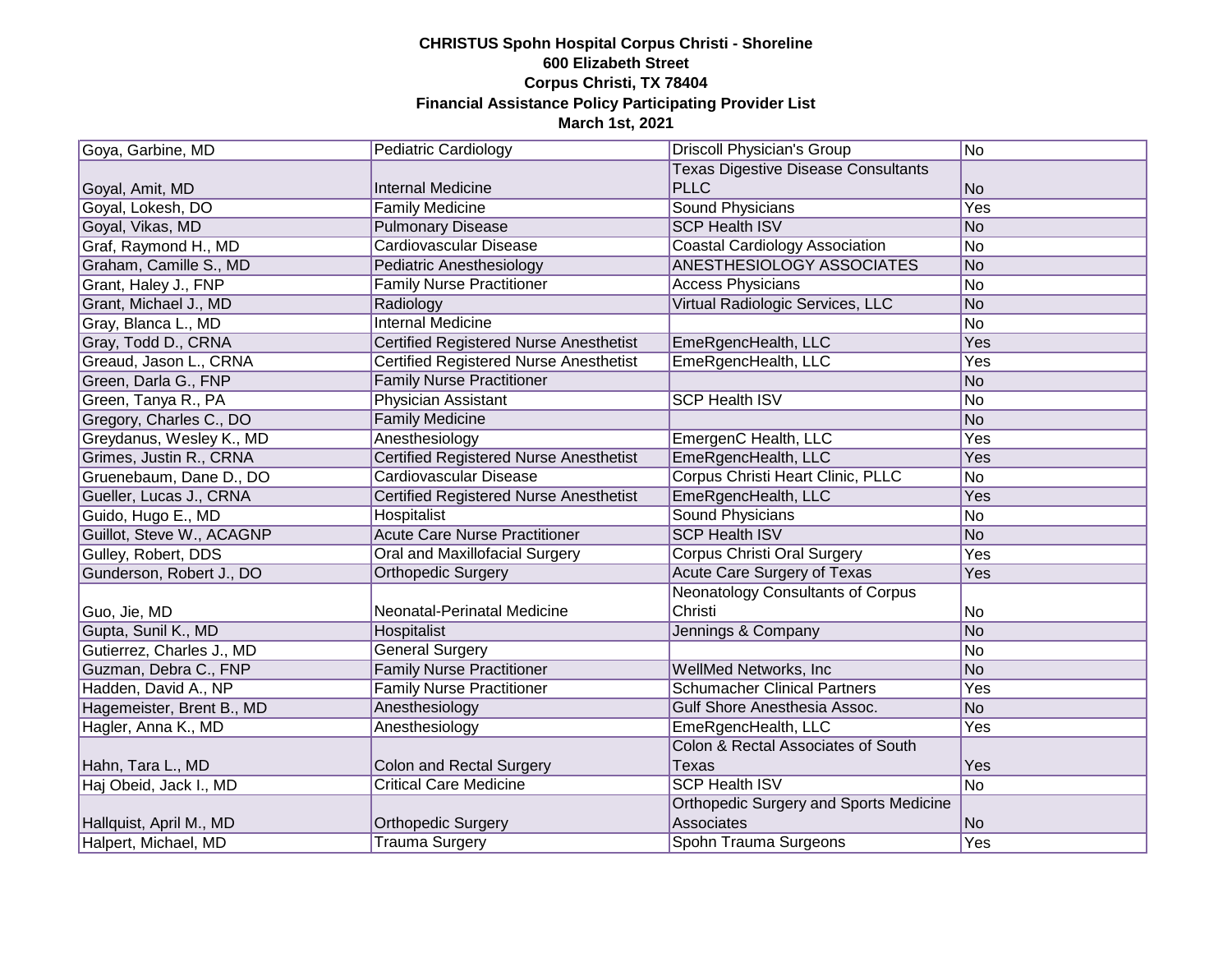**CHRISTUS Spohn Hospital Corpus Christi - Shoreline**
**600 Elizabeth Street**
**Corpus Christi, TX 78404**
**Financial Assistance Policy Participating Provider List**
**March 1st, 2021**

| | | | |
|---|---|---|---|
| Goya, Garbine, MD | Pediatric Cardiology | Driscoll Physician's Group | No |
| Goyal, Amit, MD | Internal Medicine | Texas Digestive Disease Consultants PLLC | No |
| Goyal, Lokesh, DO | Family Medicine | Sound Physicians | Yes |
| Goyal, Vikas, MD | Pulmonary Disease | SCP Health ISV | No |
| Graf, Raymond H., MD | Cardiovascular Disease | Coastal Cardiology Association | No |
| Graham, Camille S., MD | Pediatric Anesthesiology | ANESTHESIOLOGY ASSOCIATES | No |
| Grant, Haley J., FNP | Family Nurse Practitioner | Access Physicians | No |
| Grant, Michael J., MD | Radiology | Virtual Radiologic Services, LLC | No |
| Gray, Blanca L., MD | Internal Medicine | | No |
| Gray, Todd D., CRNA | Certified Registered Nurse Anesthetist | EmeRgencHealth, LLC | Yes |
| Greaud, Jason L., CRNA | Certified Registered Nurse Anesthetist | EmeRgencHealth, LLC | Yes |
| Green, Darla G., FNP | Family Nurse Practitioner | | No |
| Green, Tanya R., PA | Physician Assistant | SCP Health ISV | No |
| Gregory, Charles C., DO | Family Medicine | | No |
| Greydanus, Wesley K., MD | Anesthesiology | EmergenC Health, LLC | Yes |
| Grimes, Justin R., CRNA | Certified Registered Nurse Anesthetist | EmeRgencHealth, LLC | Yes |
| Gruenebaum, Dane D., DO | Cardiovascular Disease | Corpus Christi Heart Clinic, PLLC | No |
| Gueller, Lucas J., CRNA | Certified Registered Nurse Anesthetist | EmeRgencHealth, LLC | Yes |
| Guido, Hugo E., MD | Hospitalist | Sound Physicians | No |
| Guillot, Steve W., ACAGNP | Acute Care Nurse Practitioner | SCP Health ISV | No |
| Gulley, Robert, DDS | Oral and Maxillofacial Surgery | Corpus Christi Oral Surgery | Yes |
| Gunderson, Robert J., DO | Orthopedic Surgery | Acute Care Surgery of Texas | Yes |
| Guo, Jie, MD | Neonatal-Perinatal Medicine | Neonatology Consultants of Corpus Christi | No |
| Gupta, Sunil K., MD | Hospitalist | Jennings & Company | No |
| Gutierrez, Charles J., MD | General Surgery | | No |
| Guzman, Debra C., FNP | Family Nurse Practitioner | WellMed Networks, Inc | No |
| Hadden, David A., NP | Family Nurse Practitioner | Schumacher Clinical Partners | Yes |
| Hagemeister, Brent B., MD | Anesthesiology | Gulf Shore Anesthesia Assoc. | No |
| Hagler, Anna K., MD | Anesthesiology | EmeRgencHealth, LLC | Yes |
| Hahn, Tara L., MD | Colon and Rectal Surgery | Colon & Rectal Associates of South Texas | Yes |
| Haj Obeid, Jack I., MD | Critical Care Medicine | SCP Health ISV | No |
| Hallquist, April M., MD | Orthopedic Surgery | Orthopedic Surgery and Sports Medicine Associates | No |
| Halpert, Michael, MD | Trauma Surgery | Spohn Trauma Surgeons | Yes |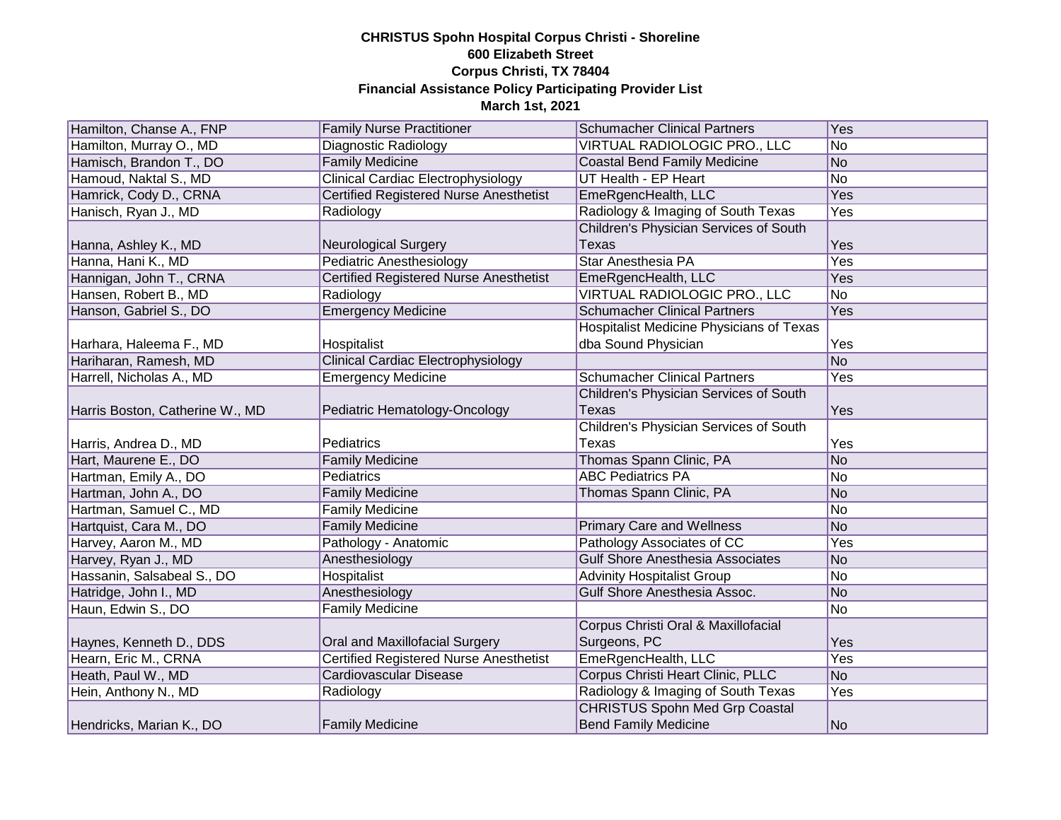**CHRISTUS Spohn Hospital Corpus Christi - Shoreline**
**600 Elizabeth Street**
**Corpus Christi, TX 78404**
**Financial Assistance Policy Participating Provider List**
**March 1st, 2021**

| | | | |
|---|---|---|---|
| Hamilton, Chanse A., FNP | Family Nurse Practitioner | Schumacher Clinical Partners | Yes |
| Hamilton, Murray O., MD | Diagnostic Radiology | VIRTUAL RADIOLOGIC PRO., LLC | No |
| Hamisch, Brandon T., DO | Family Medicine | Coastal Bend Family Medicine | No |
| Hamoud, Naktal S., MD | Clinical Cardiac Electrophysiology | UT Health - EP Heart | No |
| Hamrick, Cody D., CRNA | Certified Registered Nurse Anesthetist | EmeRgencHealth, LLC | Yes |
| Hanisch, Ryan J., MD | Radiology | Radiology & Imaging of South Texas | Yes |
| Hanna, Ashley K., MD | Neurological Surgery | Children's Physician Services of South Texas | Yes |
| Hanna, Hani K., MD | Pediatric Anesthesiology | Star Anesthesia PA | Yes |
| Hannigan, John T., CRNA | Certified Registered Nurse Anesthetist | EmeRgencHealth, LLC | Yes |
| Hansen, Robert B., MD | Radiology | VIRTUAL RADIOLOGIC PRO., LLC | No |
| Hanson, Gabriel S., DO | Emergency Medicine | Schumacher Clinical Partners | Yes |
| Harhara, Haleema F., MD | Hospitalist | Hospitalist Medicine Physicians of Texas dba Sound Physician | Yes |
| Hariharan, Ramesh, MD | Clinical Cardiac Electrophysiology | | No |
| Harrell, Nicholas A., MD | Emergency Medicine | Schumacher Clinical Partners | Yes |
| Harris Boston, Catherine W., MD | Pediatric Hematology-Oncology | Children's Physician Services of South Texas | Yes |
| Harris, Andrea D., MD | Pediatrics | Children's Physician Services of South Texas | Yes |
| Hart, Maurene E., DO | Family Medicine | Thomas Spann Clinic, PA | No |
| Hartman, Emily A., DO | Pediatrics | ABC Pediatrics PA | No |
| Hartman, John A., DO | Family Medicine | Thomas Spann Clinic, PA | No |
| Hartman, Samuel C., MD | Family Medicine | | No |
| Hartquist, Cara M., DO | Family Medicine | Primary Care and Wellness | No |
| Harvey, Aaron M., MD | Pathology - Anatomic | Pathology Associates of CC | Yes |
| Harvey, Ryan J., MD | Anesthesiology | Gulf Shore Anesthesia Associates | No |
| Hassanin, Salsabeal S., DO | Hospitalist | Advinity Hospitalist Group | No |
| Hatridge, John I., MD | Anesthesiology | Gulf Shore Anesthesia Assoc. | No |
| Haun, Edwin S., DO | Family Medicine | | No |
| Haynes, Kenneth D., DDS | Oral and Maxillofacial Surgery | Corpus Christi Oral & Maxillofacial Surgeons, PC | Yes |
| Hearn, Eric M., CRNA | Certified Registered Nurse Anesthetist | EmeRgencHealth, LLC | Yes |
| Heath, Paul W., MD | Cardiovascular Disease | Corpus Christi Heart Clinic, PLLC | No |
| Hein, Anthony N., MD | Radiology | Radiology & Imaging of South Texas | Yes |
| Hendricks, Marian K., DO | Family Medicine | CHRISTUS Spohn Med Grp Coastal Bend Family Medicine | No |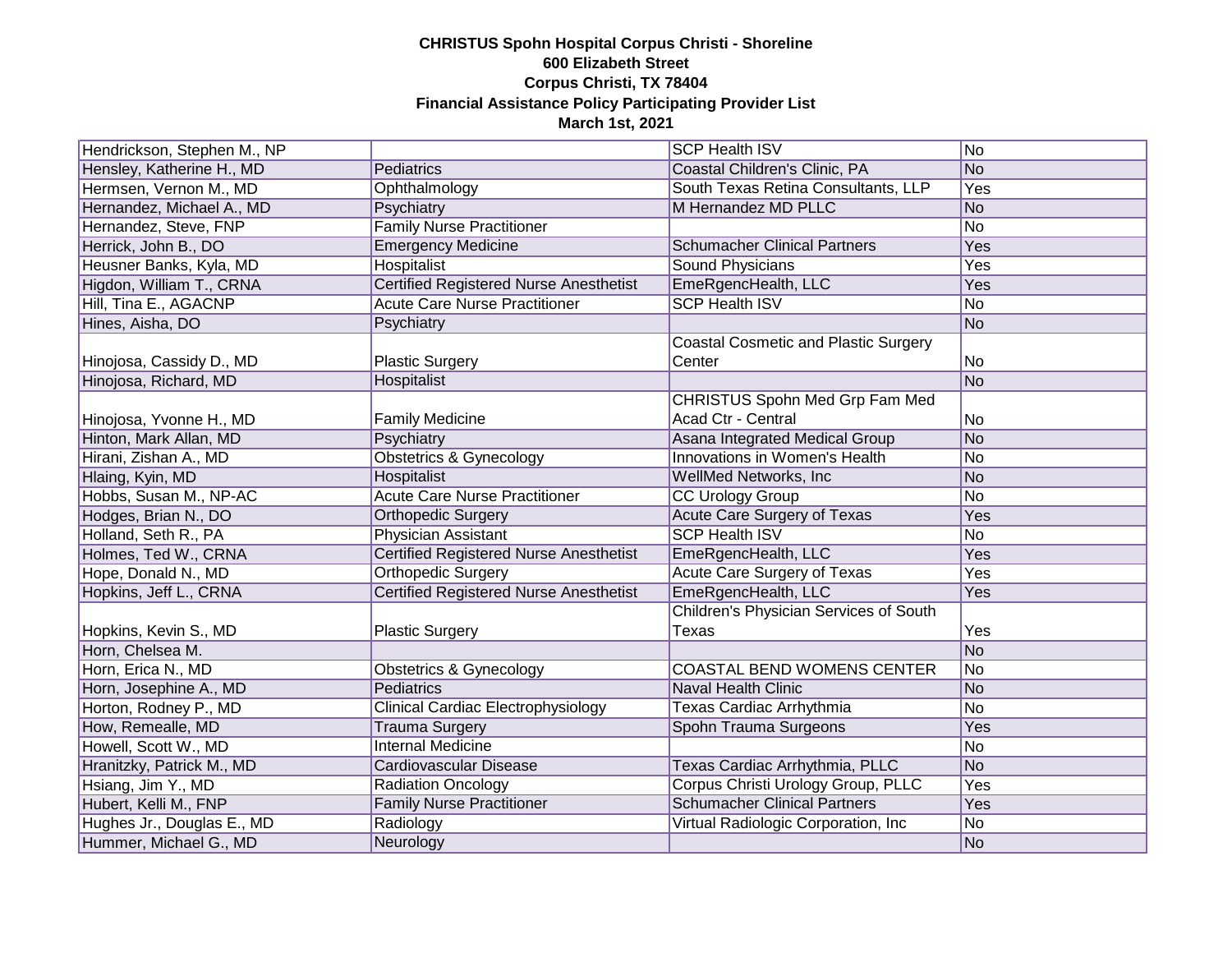**CHRISTUS Spohn Hospital Corpus Christi - Shoreline**
**600 Elizabeth Street**
**Corpus Christi, TX 78404**
**Financial Assistance Policy Participating Provider List**
**March 1st, 2021**

| | | | |
|---|---|---|---|
| Hendrickson, Stephen M., NP | | SCP Health ISV | No |
| Hensley, Katherine H., MD | Pediatrics | Coastal Children's Clinic, PA | No |
| Hermsen, Vernon M., MD | Ophthalmology | South Texas Retina Consultants, LLP | Yes |
| Hernandez, Michael A., MD | Psychiatry | M Hernandez MD PLLC | No |
| Hernandez, Steve, FNP | Family Nurse Practitioner | | No |
| Herrick, John B., DO | Emergency Medicine | Schumacher Clinical Partners | Yes |
| Heusner Banks, Kyla, MD | Hospitalist | Sound Physicians | Yes |
| Higdon, William T., CRNA | Certified Registered Nurse Anesthetist | EmeRgencHealth, LLC | Yes |
| Hill, Tina E., AGACNP | Acute Care Nurse Practitioner | SCP Health ISV | No |
| Hines, Aisha, DO | Psychiatry | | No |
| Hinojosa, Cassidy D., MD | Plastic Surgery | Coastal Cosmetic and Plastic Surgery Center | No |
| Hinojosa, Richard, MD | Hospitalist | | No |
| Hinojosa, Yvonne H., MD | Family Medicine | CHRISTUS Spohn Med Grp Fam Med Acad Ctr - Central | No |
| Hinton, Mark Allan, MD | Psychiatry | Asana Integrated Medical Group | No |
| Hirani, Zishan A., MD | Obstetrics & Gynecology | Innovations in Women's Health | No |
| Hlaing, Kyin, MD | Hospitalist | WellMed Networks, Inc | No |
| Hobbs, Susan M., NP-AC | Acute Care Nurse Practitioner | CC Urology Group | No |
| Hodges, Brian N., DO | Orthopedic Surgery | Acute Care Surgery of Texas | Yes |
| Holland, Seth R., PA | Physician Assistant | SCP Health ISV | No |
| Holmes, Ted W., CRNA | Certified Registered Nurse Anesthetist | EmeRgencHealth, LLC | Yes |
| Hope, Donald N., MD | Orthopedic Surgery | Acute Care Surgery of Texas | Yes |
| Hopkins, Jeff L., CRNA | Certified Registered Nurse Anesthetist | EmeRgencHealth, LLC | Yes |
| Hopkins, Kevin S., MD | Plastic Surgery | Children's Physician Services of South Texas | Yes |
| Horn, Chelsea M. | | | No |
| Horn, Erica N., MD | Obstetrics & Gynecology | COASTAL BEND WOMENS CENTER | No |
| Horn, Josephine A., MD | Pediatrics | Naval Health Clinic | No |
| Horton, Rodney P., MD | Clinical Cardiac Electrophysiology | Texas Cardiac Arrhythmia | No |
| How, Remealle, MD | Trauma Surgery | Spohn Trauma Surgeons | Yes |
| Howell, Scott W., MD | Internal Medicine | | No |
| Hranitzky, Patrick M., MD | Cardiovascular Disease | Texas Cardiac Arrhythmia, PLLC | No |
| Hsiang, Jim Y., MD | Radiation Oncology | Corpus Christi Urology Group, PLLC | Yes |
| Hubert, Kelli M., FNP | Family Nurse Practitioner | Schumacher Clinical Partners | Yes |
| Hughes Jr., Douglas E., MD | Radiology | Virtual Radiologic Corporation, Inc | No |
| Hummer, Michael G., MD | Neurology | | No |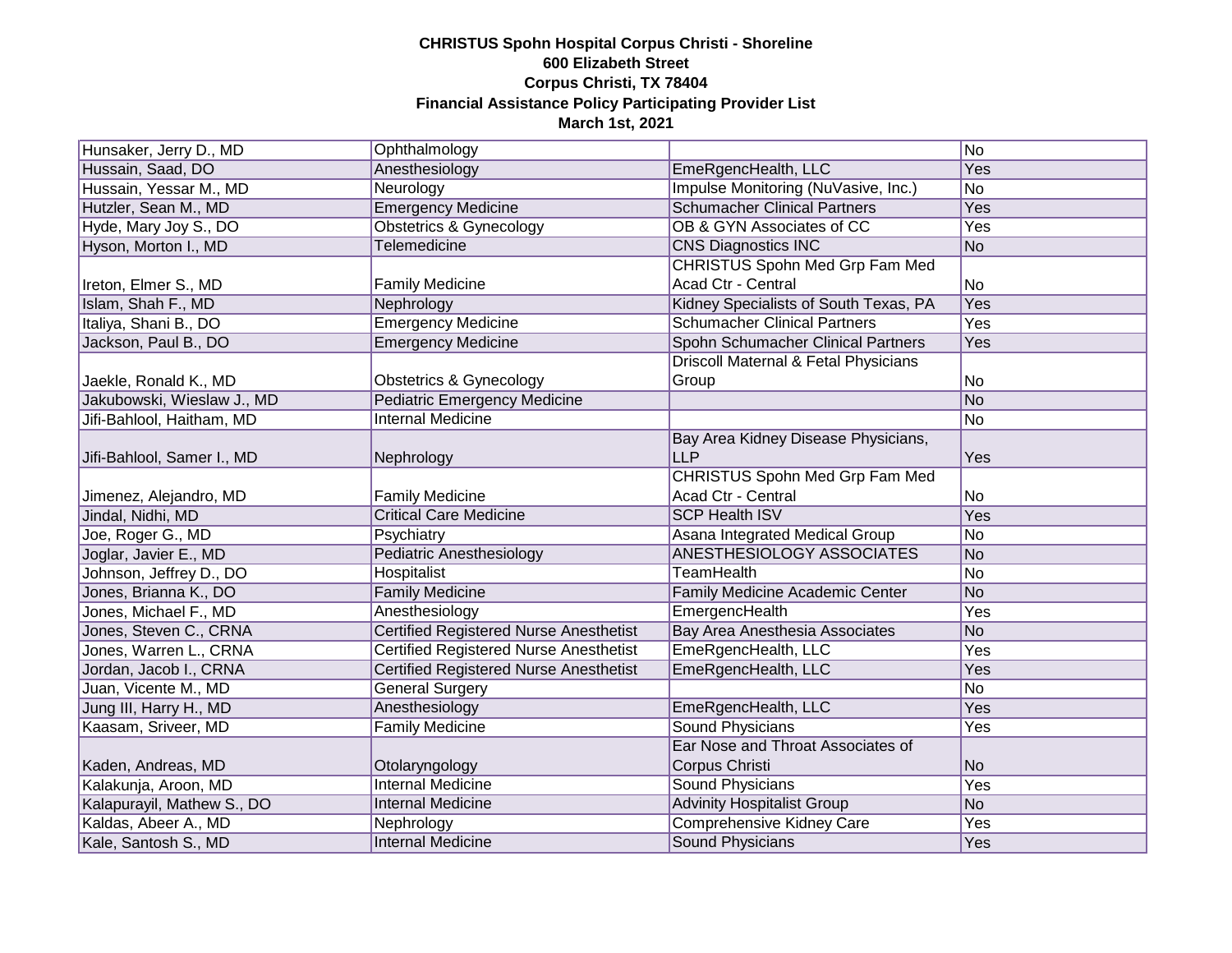**CHRISTUS Spohn Hospital Corpus Christi - Shoreline**
**600 Elizabeth Street**
**Corpus Christi, TX 78404**
**Financial Assistance Policy Participating Provider List**
**March 1st, 2021**

| | | | |
|---|---|---|---|
| Hunsaker, Jerry D., MD | Ophthalmology | | No |
| Hussain, Saad, DO | Anesthesiology | EmeRgencHealth, LLC | Yes |
| Hussain, Yessar M., MD | Neurology | Impulse Monitoring (NuVasive, Inc.) | No |
| Hutzler, Sean M., MD | Emergency Medicine | Schumacher Clinical Partners | Yes |
| Hyde, Mary Joy S., DO | Obstetrics & Gynecology | OB & GYN Associates of CC | Yes |
| Hyson, Morton I., MD | Telemedicine | CNS Diagnostics INC | No |
| Ireton, Elmer S., MD | Family Medicine | CHRISTUS Spohn Med Grp Fam Med Acad Ctr - Central | No |
| Islam, Shah F., MD | Nephrology | Kidney Specialists of South Texas, PA | Yes |
| Italiya, Shani B., DO | Emergency Medicine | Schumacher Clinical Partners | Yes |
| Jackson, Paul B., DO | Emergency Medicine | Spohn Schumacher Clinical Partners | Yes |
| Jaekle, Ronald K., MD | Obstetrics & Gynecology | Driscoll Maternal & Fetal Physicians Group | No |
| Jakubowski, Wieslaw J., MD | Pediatric Emergency Medicine | | No |
| Jifi-Bahlool, Haitham, MD | Internal Medicine | | No |
| Jifi-Bahlool, Samer I., MD | Nephrology | Bay Area Kidney Disease Physicians, LLP | Yes |
| Jimenez, Alejandro, MD | Family Medicine | CHRISTUS Spohn Med Grp Fam Med Acad Ctr - Central | No |
| Jindal, Nidhi, MD | Critical Care Medicine | SCP Health ISV | Yes |
| Joe, Roger G., MD | Psychiatry | Asana Integrated Medical Group | No |
| Joglar, Javier E., MD | Pediatric Anesthesiology | ANESTHESIOLOGY ASSOCIATES | No |
| Johnson, Jeffrey D., DO | Hospitalist | TeamHealth | No |
| Jones, Brianna K., DO | Family Medicine | Family Medicine Academic Center | No |
| Jones, Michael F., MD | Anesthesiology | EmergencHealth | Yes |
| Jones, Steven C., CRNA | Certified Registered Nurse Anesthetist | Bay Area Anesthesia Associates | No |
| Jones, Warren L., CRNA | Certified Registered Nurse Anesthetist | EmeRgencHealth, LLC | Yes |
| Jordan, Jacob I., CRNA | Certified Registered Nurse Anesthetist | EmeRgencHealth, LLC | Yes |
| Juan, Vicente M., MD | General Surgery | | No |
| Jung III, Harry H., MD | Anesthesiology | EmeRgencHealth, LLC | Yes |
| Kaasam, Sriveer, MD | Family Medicine | Sound Physicians | Yes |
| Kaden, Andreas, MD | Otolaryngology | Ear Nose and Throat Associates of Corpus Christi | No |
| Kalakunja, Aroon, MD | Internal Medicine | Sound Physicians | Yes |
| Kalapurayil, Mathew S., DO | Internal Medicine | Advinity Hospitalist Group | No |
| Kaldas, Abeer A., MD | Nephrology | Comprehensive Kidney Care | Yes |
| Kale, Santosh S., MD | Internal Medicine | Sound Physicians | Yes |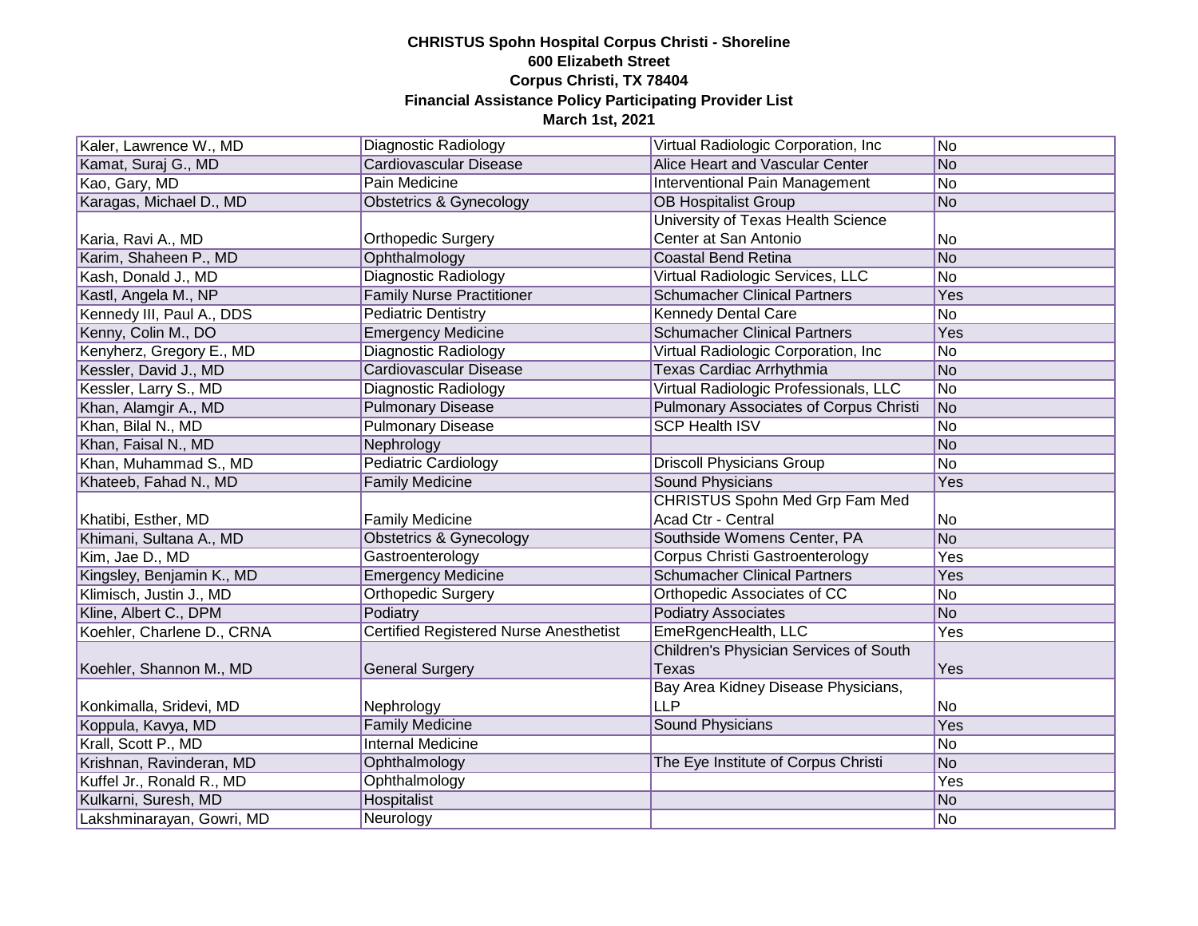**CHRISTUS Spohn Hospital Corpus Christi - Shoreline**
**600 Elizabeth Street**
**Corpus Christi, TX 78404**
**Financial Assistance Policy Participating Provider List**
**March 1st, 2021**

| | | | |
|---|---|---|---|
| Kaler, Lawrence W., MD | Diagnostic Radiology | Virtual Radiologic Corporation, Inc | No |
| Kamat, Suraj G., MD | Cardiovascular Disease | Alice Heart and Vascular Center | No |
| Kao, Gary, MD | Pain Medicine | Interventional Pain Management | No |
| Karagas, Michael D., MD | Obstetrics & Gynecology | OB Hospitalist Group | No |
| Karia, Ravi A., MD | Orthopedic Surgery | University of Texas Health Science Center at San Antonio | No |
| Karim, Shaheen P., MD | Ophthalmology | Coastal Bend Retina | No |
| Kash, Donald J., MD | Diagnostic Radiology | Virtual Radiologic Services, LLC | No |
| Kastl, Angela M., NP | Family Nurse Practitioner | Schumacher Clinical Partners | Yes |
| Kennedy III, Paul A., DDS | Pediatric Dentistry | Kennedy Dental Care | No |
| Kenny, Colin M., DO | Emergency Medicine | Schumacher Clinical Partners | Yes |
| Kenyherz, Gregory E., MD | Diagnostic Radiology | Virtual Radiologic Corporation, Inc | No |
| Kessler, David J., MD | Cardiovascular Disease | Texas Cardiac Arrhythmia | No |
| Kessler, Larry S., MD | Diagnostic Radiology | Virtual Radiologic Professionals, LLC | No |
| Khan, Alamgir A., MD | Pulmonary Disease | Pulmonary Associates of Corpus Christi | No |
| Khan, Bilal N., MD | Pulmonary Disease | SCP Health ISV | No |
| Khan, Faisal N., MD | Nephrology | | No |
| Khan, Muhammad S., MD | Pediatric Cardiology | Driscoll Physicians Group | No |
| Khateeb, Fahad N., MD | Family Medicine | Sound Physicians | Yes |
| Khatibi, Esther, MD | Family Medicine | CHRISTUS Spohn Med Grp Fam Med Acad Ctr - Central | No |
| Khimani, Sultana A., MD | Obstetrics & Gynecology | Southside Womens Center, PA | No |
| Kim, Jae D., MD | Gastroenterology | Corpus Christi Gastroenterology | Yes |
| Kingsley, Benjamin K., MD | Emergency Medicine | Schumacher Clinical Partners | Yes |
| Klimisch, Justin J., MD | Orthopedic Surgery | Orthopedic Associates of CC | No |
| Kline, Albert C., DPM | Podiatry | Podiatry Associates | No |
| Koehler, Charlene D., CRNA | Certified Registered Nurse Anesthetist | EmeRgencHealth, LLC | Yes |
| Koehler, Shannon M., MD | General Surgery | Children's Physician Services of South Texas | Yes |
| Konkimalla, Sridevi, MD | Nephrology | Bay Area Kidney Disease Physicians, LLP | No |
| Koppula, Kavya, MD | Family Medicine | Sound Physicians | Yes |
| Krall, Scott P., MD | Internal Medicine | | No |
| Krishnan, Ravinderan, MD | Ophthalmology | The Eye Institute of Corpus Christi | No |
| Kuffel Jr., Ronald R., MD | Ophthalmology | | Yes |
| Kulkarni, Suresh, MD | Hospitalist | | No |
| Lakshminarayan, Gowri, MD | Neurology | | No |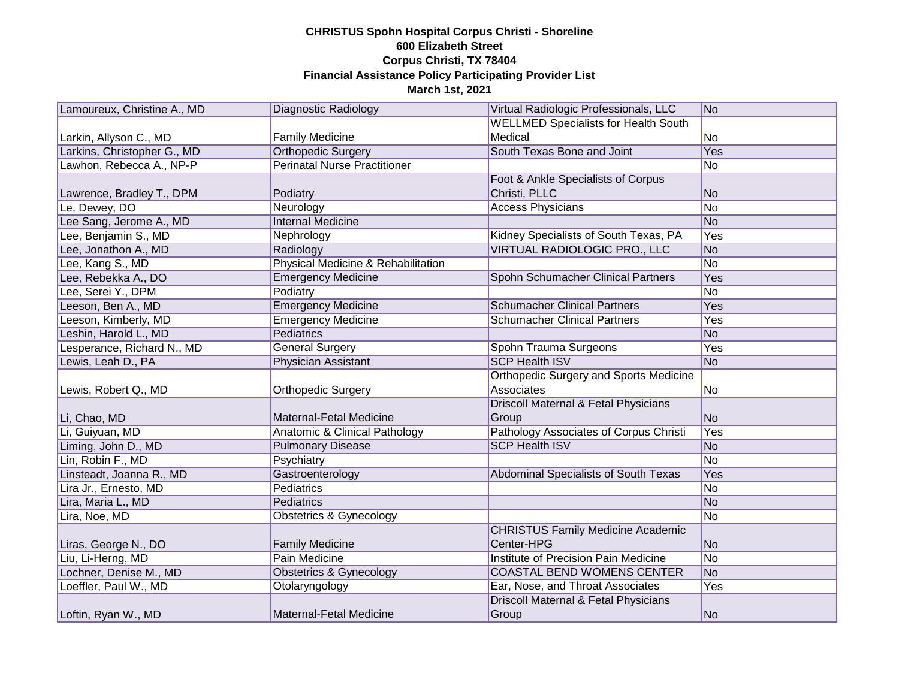**CHRISTUS Spohn Hospital Corpus Christi - Shoreline**
**600 Elizabeth Street**
**Corpus Christi, TX 78404**
**Financial Assistance Policy Participating Provider List**
**March 1st, 2021**

| | | | |
|---|---|---|---|
| Lamoureux, Christine A., MD | Diagnostic Radiology | Virtual Radiologic Professionals, LLC | No |
| Larkin, Allyson C., MD | Family Medicine | WELLMED Specialists for Health South Medical | No |
| Larkins, Christopher G., MD | Orthopedic Surgery | South Texas Bone and Joint | Yes |
| Lawhon, Rebecca A., NP-P | Perinatal Nurse Practitioner | | No |
| Lawrence, Bradley T., DPM | Podiatry | Foot & Ankle Specialists of Corpus Christi, PLLC | No |
| Le, Dewey, DO | Neurology | Access Physicians | No |
| Lee Sang, Jerome A., MD | Internal Medicine | | No |
| Lee, Benjamin S., MD | Nephrology | Kidney Specialists of South Texas, PA | Yes |
| Lee, Jonathon A., MD | Radiology | VIRTUAL RADIOLOGIC PRO., LLC | No |
| Lee, Kang S., MD | Physical Medicine & Rehabilitation | | No |
| Lee, Rebekka A., DO | Emergency Medicine | Spohn Schumacher Clinical Partners | Yes |
| Lee, Serei Y., DPM | Podiatry | | No |
| Leeson, Ben A., MD | Emergency Medicine | Schumacher Clinical Partners | Yes |
| Leeson, Kimberly, MD | Emergency Medicine | Schumacher Clinical Partners | Yes |
| Leshin, Harold L., MD | Pediatrics | | No |
| Lesperance, Richard N., MD | General Surgery | Spohn Trauma Surgeons | Yes |
| Lewis, Leah D., PA | Physician Assistant | SCP Health ISV | No |
| Lewis, Robert Q., MD | Orthopedic Surgery | Orthopedic Surgery and Sports Medicine Associates | No |
| Li, Chao, MD | Maternal-Fetal Medicine | Driscoll Maternal & Fetal Physicians Group | No |
| Li, Guiyuan, MD | Anatomic & Clinical Pathology | Pathology Associates of Corpus Christi | Yes |
| Liming, John D., MD | Pulmonary Disease | SCP Health ISV | No |
| Lin, Robin F., MD | Psychiatry | | No |
| Linsteadt, Joanna R., MD | Gastroenterology | Abdominal Specialists of South Texas | Yes |
| Lira Jr., Ernesto, MD | Pediatrics | | No |
| Lira, Maria L., MD | Pediatrics | | No |
| Lira, Noe, MD | Obstetrics & Gynecology | | No |
| Liras, George N., DO | Family Medicine | CHRISTUS Family Medicine Academic Center-HPG | No |
| Liu, Li-Herng, MD | Pain Medicine | Institute of Precision Pain Medicine | No |
| Lochner, Denise M., MD | Obstetrics & Gynecology | COASTAL BEND WOMENS CENTER | No |
| Loeffler, Paul W., MD | Otolaryngology | Ear, Nose, and Throat Associates | Yes |
| Loftin, Ryan W., MD | Maternal-Fetal Medicine | Driscoll Maternal & Fetal Physicians Group | No |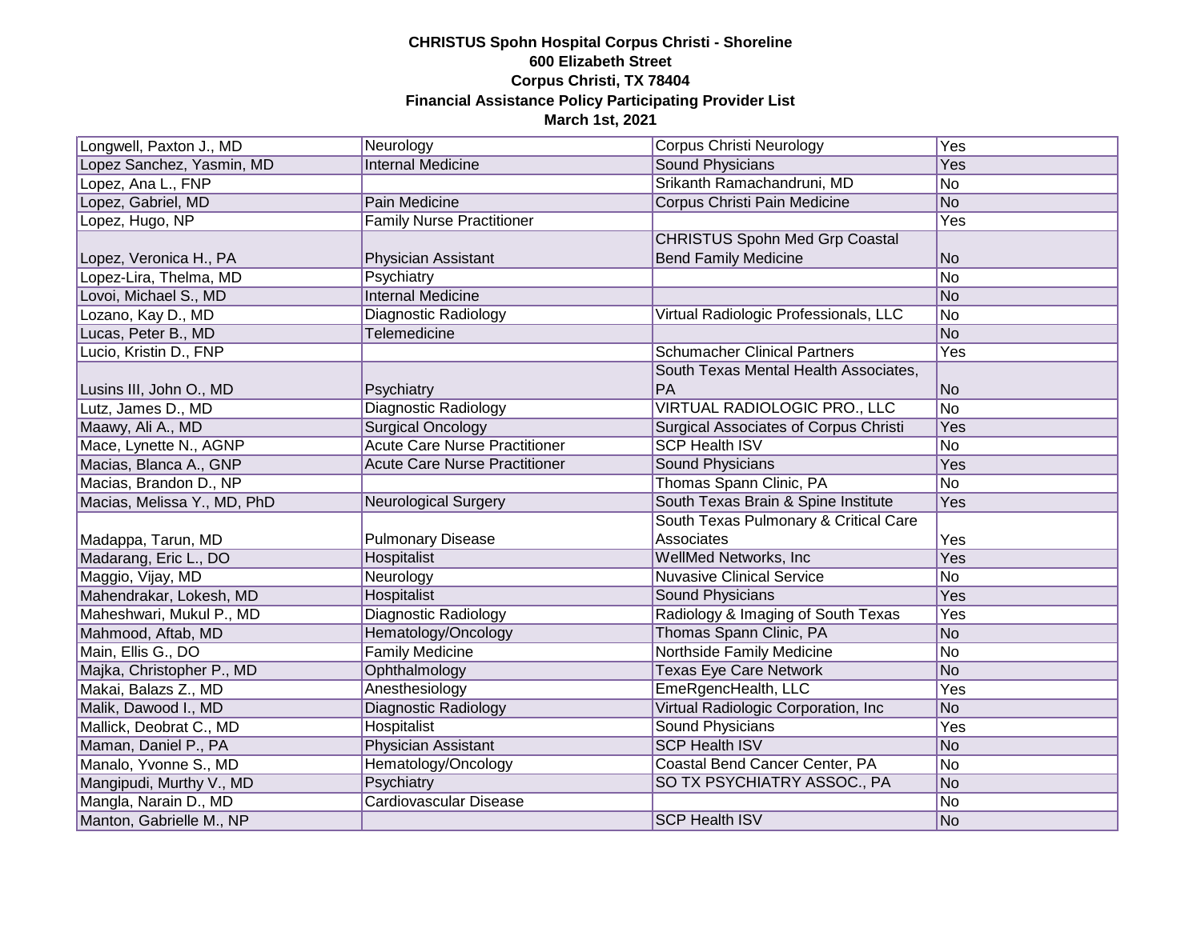**CHRISTUS Spohn Hospital Corpus Christi - Shoreline**
**600 Elizabeth Street**
**Corpus Christi, TX 78404**
**Financial Assistance Policy Participating Provider List**
**March 1st, 2021**

| | | | |
|---|---|---|---|
| Longwell, Paxton J., MD | Neurology | Corpus Christi Neurology | Yes |
| Lopez Sanchez, Yasmin, MD | Internal Medicine | Sound Physicians | Yes |
| Lopez, Ana L., FNP | | Srikanth Ramachandruni, MD | No |
| Lopez, Gabriel, MD | Pain Medicine | Corpus Christi Pain Medicine | No |
| Lopez, Hugo, NP | Family Nurse Practitioner | | Yes |
| Lopez, Veronica H., PA | Physician Assistant | CHRISTUS Spohn Med Grp Coastal Bend Family Medicine | No |
| Lopez-Lira, Thelma, MD | Psychiatry | | No |
| Lovoi, Michael S., MD | Internal Medicine | | No |
| Lozano, Kay D., MD | Diagnostic Radiology | Virtual Radiologic Professionals, LLC | No |
| Lucas, Peter B., MD | Telemedicine | | No |
| Lucio, Kristin D., FNP | | Schumacher Clinical Partners | Yes |
| Lusins III, John O., MD | Psychiatry | South Texas Mental Health Associates, PA | No |
| Lutz, James D., MD | Diagnostic Radiology | VIRTUAL RADIOLOGIC PRO., LLC | No |
| Maawy, Ali A., MD | Surgical Oncology | Surgical Associates of Corpus Christi | Yes |
| Mace, Lynette N., AGNP | Acute Care Nurse Practitioner | SCP Health ISV | No |
| Macias, Blanca A., GNP | Acute Care Nurse Practitioner | Sound Physicians | Yes |
| Macias, Brandon D., NP | | Thomas Spann Clinic, PA | No |
| Macias, Melissa Y., MD, PhD | Neurological Surgery | South Texas Brain & Spine Institute | Yes |
| Madappa, Tarun, MD | Pulmonary Disease | South Texas Pulmonary & Critical Care Associates | Yes |
| Madarang, Eric L., DO | Hospitalist | WellMed Networks, Inc | Yes |
| Maggio, Vijay, MD | Neurology | Nuvasive Clinical Service | No |
| Mahendrakar, Lokesh, MD | Hospitalist | Sound Physicians | Yes |
| Maheshwari, Mukul P., MD | Diagnostic Radiology | Radiology & Imaging of South Texas | Yes |
| Mahmood, Aftab, MD | Hematology/Oncology | Thomas Spann Clinic, PA | No |
| Main, Ellis G., DO | Family Medicine | Northside Family Medicine | No |
| Majka, Christopher P., MD | Ophthalmology | Texas Eye Care Network | No |
| Makai, Balazs Z., MD | Anesthesiology | EmeRgencHealth, LLC | Yes |
| Malik, Dawood I., MD | Diagnostic Radiology | Virtual Radiologic Corporation, Inc | No |
| Mallick, Deobrat C., MD | Hospitalist | Sound Physicians | Yes |
| Maman, Daniel P., PA | Physician Assistant | SCP Health ISV | No |
| Manalo, Yvonne S., MD | Hematology/Oncology | Coastal Bend Cancer Center, PA | No |
| Mangipudi, Murthy V., MD | Psychiatry | SO TX PSYCHIATRY ASSOC., PA | No |
| Mangla, Narain D., MD | Cardiovascular Disease | | No |
| Manton, Gabrielle M., NP | | SCP Health ISV | No |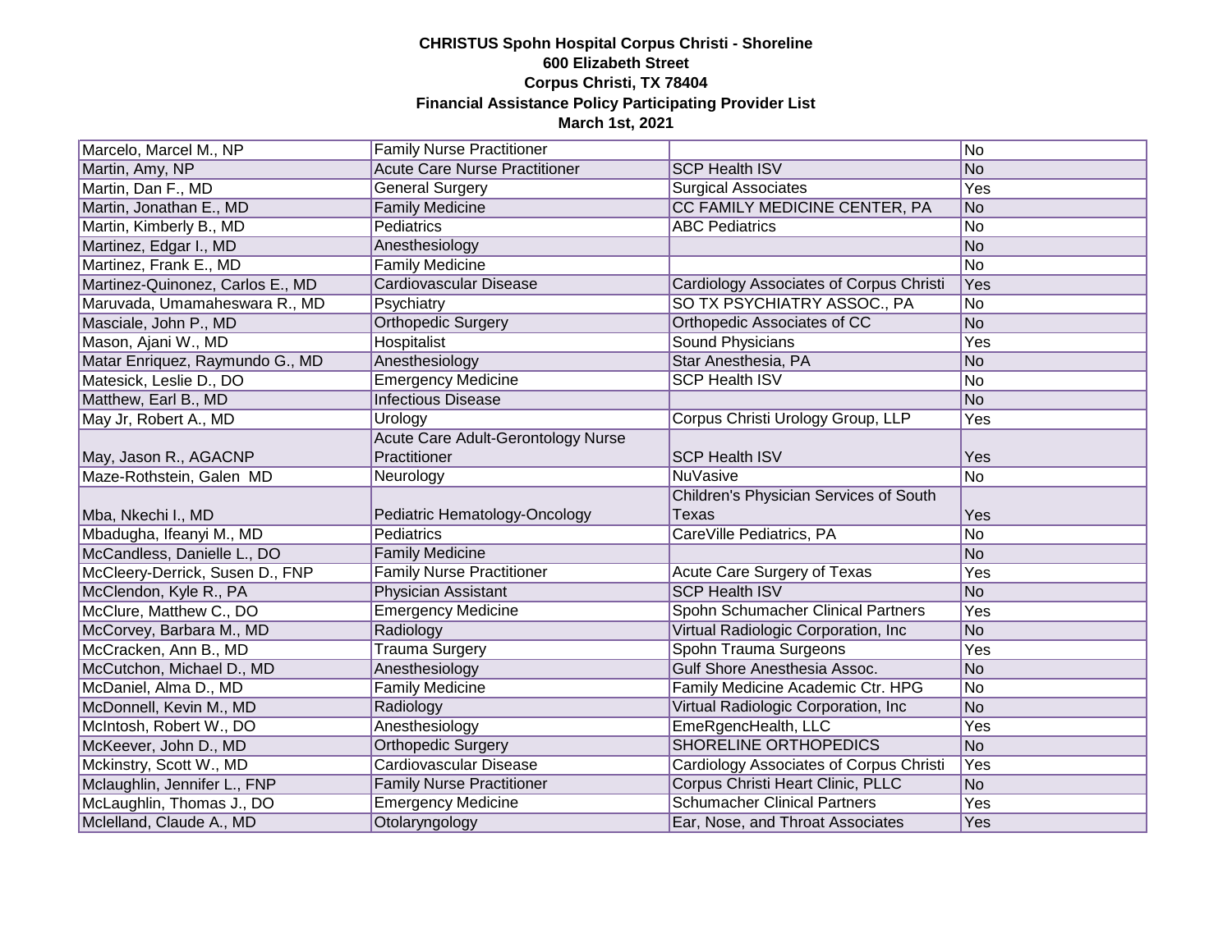**CHRISTUS Spohn Hospital Corpus Christi - Shoreline**
**600 Elizabeth Street**
**Corpus Christi, TX 78404**
**Financial Assistance Policy Participating Provider List**
**March 1st, 2021**

| | | | |
|---|---|---|---|
| Marcelo, Marcel M., NP | Family Nurse Practitioner | | No |
| Martin, Amy, NP | Acute Care Nurse Practitioner | SCP Health ISV | No |
| Martin, Dan F., MD | General Surgery | Surgical Associates | Yes |
| Martin, Jonathan E., MD | Family Medicine | CC FAMILY MEDICINE CENTER, PA | No |
| Martin, Kimberly B., MD | Pediatrics | ABC Pediatrics | No |
| Martinez, Edgar I., MD | Anesthesiology | | No |
| Martinez, Frank E., MD | Family Medicine | | No |
| Martinez-Quinonez, Carlos E., MD | Cardiovascular Disease | Cardiology Associates of Corpus Christi | Yes |
| Maruvada, Umamaheswara R., MD | Psychiatry | SO TX PSYCHIATRY ASSOC., PA | No |
| Masciale, John P., MD | Orthopedic Surgery | Orthopedic Associates of CC | No |
| Mason, Ajani W., MD | Hospitalist | Sound Physicians | Yes |
| Matar Enriquez, Raymundo G., MD | Anesthesiology | Star Anesthesia, PA | No |
| Matesick, Leslie D., DO | Emergency Medicine | SCP Health ISV | No |
| Matthew, Earl B., MD | Infectious Disease | | No |
| May Jr, Robert A., MD | Urology | Corpus Christi Urology Group, LLP | Yes |
| May, Jason R., AGACNP | Acute Care Adult-Gerontology Nurse Practitioner | SCP Health ISV | Yes |
| Maze-Rothstein, Galen MD | Neurology | NuVasive | No |
| Mba, Nkechi I., MD | Pediatric Hematology-Oncology | Children's Physician Services of South Texas | Yes |
| Mbadugha, Ifeanyi M., MD | Pediatrics | CareVille Pediatrics, PA | No |
| McCandless, Danielle L., DO | Family Medicine | | No |
| McCleery-Derrick, Susen D., FNP | Family Nurse Practitioner | Acute Care Surgery of Texas | Yes |
| McClendon, Kyle R., PA | Physician Assistant | SCP Health ISV | No |
| McClure, Matthew C., DO | Emergency Medicine | Spohn Schumacher Clinical Partners | Yes |
| McCorvey, Barbara M., MD | Radiology | Virtual Radiologic Corporation, Inc | No |
| McCracken, Ann B., MD | Trauma Surgery | Spohn Trauma Surgeons | Yes |
| McCutchon, Michael D., MD | Anesthesiology | Gulf Shore Anesthesia Assoc. | No |
| McDaniel, Alma D., MD | Family Medicine | Family Medicine Academic Ctr. HPG | No |
| McDonnell, Kevin M., MD | Radiology | Virtual Radiologic Corporation, Inc | No |
| McIntosh, Robert W., DO | Anesthesiology | EmeRgencHealth, LLC | Yes |
| McKeever, John D., MD | Orthopedic Surgery | SHORELINE ORTHOPEDICS | No |
| Mckinstry, Scott W., MD | Cardiovascular Disease | Cardiology Associates of Corpus Christi | Yes |
| Mclaughlin, Jennifer L., FNP | Family Nurse Practitioner | Corpus Christi Heart Clinic, PLLC | No |
| McLaughlin, Thomas J., DO | Emergency Medicine | Schumacher Clinical Partners | Yes |
| Mclelland, Claude A., MD | Otolaryngology | Ear, Nose, and Throat Associates | Yes |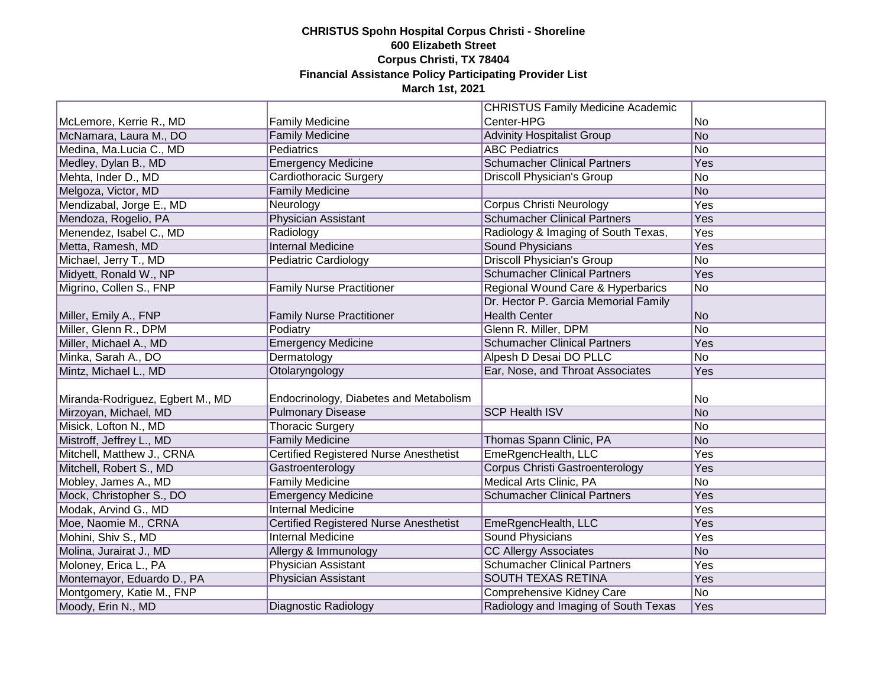**CHRISTUS Spohn Hospital Corpus Christi - Shoreline**
**600 Elizabeth Street**
**Corpus Christi, TX 78404**
**Financial Assistance Policy Participating Provider List**
**March 1st, 2021**

| | | | |
|---|---|---|---|
| McLemore, Kerrie R., MD | Family Medicine | CHRISTUS Family Medicine Academic Center-HPG | No |
| McNamara, Laura M., DO | Family Medicine | Advinity Hospitalist Group | No |
| Medina, Ma.Lucia C., MD | Pediatrics | ABC Pediatrics | No |
| Medley, Dylan B., MD | Emergency Medicine | Schumacher Clinical Partners | Yes |
| Mehta, Inder D., MD | Cardiothoracic Surgery | Driscoll Physician's Group | No |
| Melgoza, Victor, MD | Family Medicine | | No |
| Mendizabal, Jorge E., MD | Neurology | Corpus Christi Neurology | Yes |
| Mendoza, Rogelio, PA | Physician Assistant | Schumacher Clinical Partners | Yes |
| Menendez, Isabel C., MD | Radiology | Radiology & Imaging of South Texas, | Yes |
| Metta, Ramesh, MD | Internal Medicine | Sound Physicians | Yes |
| Michael, Jerry T., MD | Pediatric Cardiology | Driscoll Physician's Group | No |
| Midyett, Ronald W., NP | | Schumacher Clinical Partners | Yes |
| Migrino, Collen S., FNP | Family Nurse Practitioner | Regional Wound Care & Hyperbarics | No |
| Miller, Emily A., FNP | Family Nurse Practitioner | Dr. Hector P. Garcia Memorial Family Health Center | No |
| Miller, Glenn R., DPM | Podiatry | Glenn R. Miller, DPM | No |
| Miller, Michael A., MD | Emergency Medicine | Schumacher Clinical Partners | Yes |
| Minka, Sarah A., DO | Dermatology | Alpesh D Desai DO PLLC | No |
| Mintz, Michael L., MD | Otolaryngology | Ear, Nose, and Throat Associates | Yes |
| Miranda-Rodriguez, Egbert M., MD | Endocrinology, Diabetes and Metabolism | | No |
| Mirzoyan, Michael, MD | Pulmonary Disease | SCP Health ISV | No |
| Misick, Lofton N., MD | Thoracic Surgery | | No |
| Mistroff, Jeffrey L., MD | Family Medicine | Thomas Spann Clinic, PA | No |
| Mitchell, Matthew J., CRNA | Certified Registered Nurse Anesthetist | EmeRgencHealth, LLC | Yes |
| Mitchell, Robert S., MD | Gastroenterology | Corpus Christi Gastroenterology | Yes |
| Mobley, James A., MD | Family Medicine | Medical Arts Clinic, PA | No |
| Mock, Christopher S., DO | Emergency Medicine | Schumacher Clinical Partners | Yes |
| Modak, Arvind G., MD | Internal Medicine | | Yes |
| Moe, Naomie M., CRNA | Certified Registered Nurse Anesthetist | EmeRgencHealth, LLC | Yes |
| Mohini, Shiv S., MD | Internal Medicine | Sound Physicians | Yes |
| Molina, Jurairat J., MD | Allergy & Immunology | CC Allergy Associates | No |
| Moloney, Erica L., PA | Physician Assistant | Schumacher Clinical Partners | Yes |
| Montemayor, Eduardo D., PA | Physician Assistant | SOUTH TEXAS RETINA | Yes |
| Montgomery, Katie M., FNP | | Comprehensive Kidney Care | No |
| Moody, Erin N., MD | Diagnostic Radiology | Radiology and Imaging of South Texas | Yes |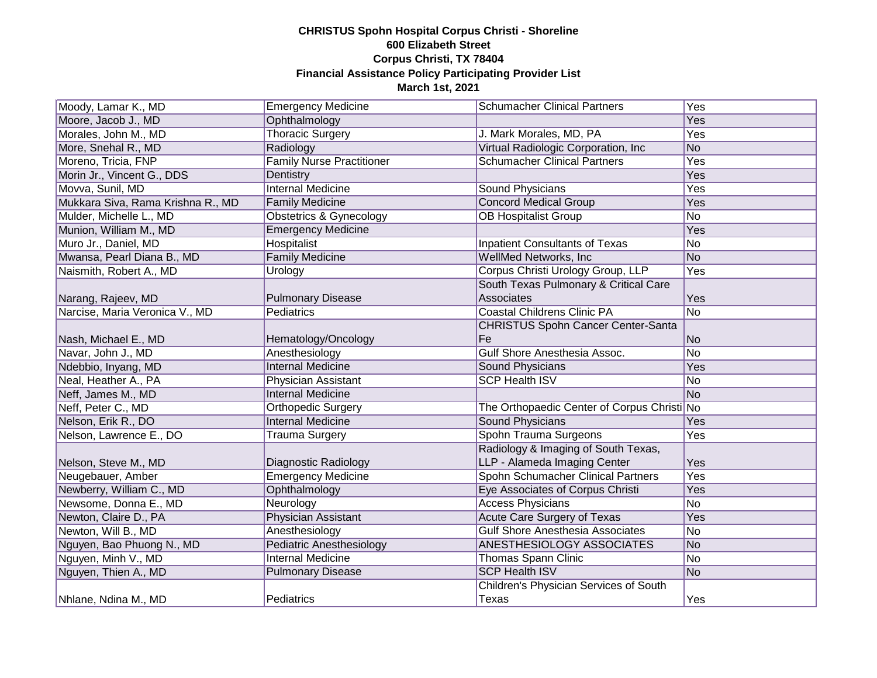**CHRISTUS Spohn Hospital Corpus Christi - Shoreline**
**600 Elizabeth Street**
**Corpus Christi, TX 78404**
**Financial Assistance Policy Participating Provider List**
**March 1st, 2021**

| | | | |
|---|---|---|---|
| Moody, Lamar K., MD | Emergency Medicine | Schumacher Clinical Partners | Yes |
| Moore, Jacob J., MD | Ophthalmology | | Yes |
| Morales, John M., MD | Thoracic Surgery | J. Mark Morales, MD, PA | Yes |
| More, Snehal R., MD | Radiology | Virtual Radiologic Corporation, Inc | No |
| Moreno, Tricia, FNP | Family Nurse Practitioner | Schumacher Clinical Partners | Yes |
| Morin Jr., Vincent G., DDS | Dentistry | | Yes |
| Movva, Sunil, MD | Internal Medicine | Sound Physicians | Yes |
| Mukkara Siva, Rama Krishna R., MD | Family Medicine | Concord Medical Group | Yes |
| Mulder, Michelle L., MD | Obstetrics & Gynecology | OB Hospitalist Group | No |
| Munion, William M., MD | Emergency Medicine | | Yes |
| Muro Jr., Daniel, MD | Hospitalist | Inpatient Consultants of Texas | No |
| Mwansa, Pearl Diana B., MD | Family Medicine | WellMed Networks, Inc | No |
| Naismith, Robert A., MD | Urology | Corpus Christi Urology Group, LLP | Yes |
| Narang, Rajeev, MD | Pulmonary Disease | South Texas Pulmonary & Critical Care Associates | Yes |
| Narcise, Maria Veronica V., MD | Pediatrics | Coastal Childrens Clinic PA | No |
| Nash, Michael E., MD | Hematology/Oncology | CHRISTUS Spohn Cancer Center-Santa Fe | No |
| Navar, John J., MD | Anesthesiology | Gulf Shore Anesthesia Assoc. | No |
| Ndebbio, Inyang, MD | Internal Medicine | Sound Physicians | Yes |
| Neal, Heather A., PA | Physician Assistant | SCP Health ISV | No |
| Neff, James M., MD | Internal Medicine | | No |
| Neff, Peter C., MD | Orthopedic Surgery | The Orthopaedic Center of Corpus Christi | No |
| Nelson, Erik R., DO | Internal Medicine | Sound Physicians | Yes |
| Nelson, Lawrence E., DO | Trauma Surgery | Spohn Trauma Surgeons | Yes |
| Nelson, Steve M., MD | Diagnostic Radiology | Radiology & Imaging of South Texas, LLP - Alameda Imaging Center | Yes |
| Neugebauer, Amber | Emergency Medicine | Spohn Schumacher Clinical Partners | Yes |
| Newberry, William C., MD | Ophthalmology | Eye Associates of Corpus Christi | Yes |
| Newsome, Donna E., MD | Neurology | Access Physicians | No |
| Newton, Claire D., PA | Physician Assistant | Acute Care Surgery of Texas | Yes |
| Newton, Will B., MD | Anesthesiology | Gulf Shore Anesthesia Associates | No |
| Nguyen, Bao Phuong N., MD | Pediatric Anesthesiology | ANESTHESIOLOGY ASSOCIATES | No |
| Nguyen, Minh V., MD | Internal Medicine | Thomas Spann Clinic | No |
| Nguyen, Thien A., MD | Pulmonary Disease | SCP Health ISV | No |
| Nhlane, Ndina M., MD | Pediatrics | Children's Physician Services of South Texas | Yes |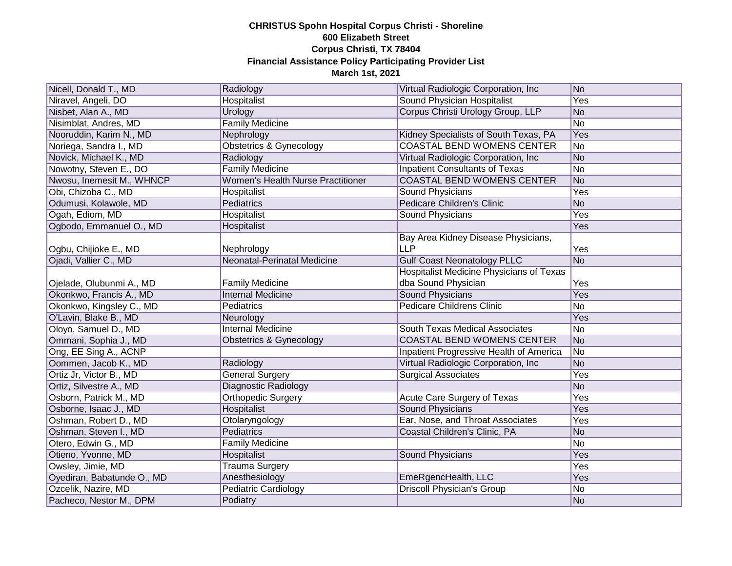**CHRISTUS Spohn Hospital Corpus Christi - Shoreline**
**600 Elizabeth Street**
**Corpus Christi, TX 78404**
**Financial Assistance Policy Participating Provider List**
**March 1st, 2021**

| | | | |
|---|---|---|---|
| Nicell, Donald T., MD | Radiology | Virtual Radiologic Corporation, Inc | No |
| Niravel, Angeli, DO | Hospitalist | Sound Physician Hospitalist | Yes |
| Nisbet, Alan A., MD | Urology | Corpus Christi Urology Group, LLP | No |
| Nisimblat, Andres, MD | Family Medicine | | No |
| Nooruddin, Karim N., MD | Nephrology | Kidney Specialists of South Texas, PA | Yes |
| Noriega, Sandra I., MD | Obstetrics & Gynecology | COASTAL BEND WOMENS CENTER | No |
| Novick, Michael K., MD | Radiology | Virtual Radiologic Corporation, Inc | No |
| Nowotny, Steven E., DO | Family Medicine | Inpatient Consultants of Texas | No |
| Nwosu, Inemesit M., WHNCP | Women's Health Nurse Practitioner | COASTAL BEND WOMENS CENTER | No |
| Obi, Chizoba C., MD | Hospitalist | Sound Physicians | Yes |
| Odumusi, Kolawole, MD | Pediatrics | Pedicare Children's Clinic | No |
| Ogah, Ediom, MD | Hospitalist | Sound Physicians | Yes |
| Ogbodo, Emmanuel O., MD | Hospitalist | | Yes |
| Ogbu, Chijioke E., MD | Nephrology | Bay Area Kidney Disease Physicians, LLP | Yes |
| Ojadi, Vallier C., MD | Neonatal-Perinatal Medicine | Gulf Coast Neonatology PLLC | No |
| Ojelade, Olubunmi A., MD | Family Medicine | Hospitalist Medicine Physicians of Texas dba Sound Physician | Yes |
| Okonkwo, Francis A., MD | Internal Medicine | Sound Physicians | Yes |
| Okonkwo, Kingsley C., MD | Pediatrics | Pedicare Childrens Clinic | No |
| O'Lavin, Blake B., MD | Neurology | | Yes |
| Oloyo, Samuel D., MD | Internal Medicine | South Texas Medical Associates | No |
| Ommani, Sophia J., MD | Obstetrics & Gynecology | COASTAL BEND WOMENS CENTER | No |
| Ong, EE Sing A., ACNP | | Inpatient Progressive Health of America | No |
| Oommen, Jacob K., MD | Radiology | Virtual Radiologic Corporation, Inc | No |
| Ortiz Jr, Victor B., MD | General Surgery | Surgical Associates | Yes |
| Ortiz, Silvestre A., MD | Diagnostic Radiology | | No |
| Osborn, Patrick M., MD | Orthopedic Surgery | Acute Care Surgery of Texas | Yes |
| Osborne, Isaac J., MD | Hospitalist | Sound Physicians | Yes |
| Oshman, Robert D., MD | Otolaryngology | Ear, Nose, and Throat Associates | Yes |
| Oshman, Steven I., MD | Pediatrics | Coastal Children's Clinic, PA | No |
| Otero, Edwin G., MD | Family Medicine | | No |
| Otieno, Yvonne, MD | Hospitalist | Sound Physicians | Yes |
| Owsley, Jimie, MD | Trauma Surgery | | Yes |
| Oyediran, Babatunde O., MD | Anesthesiology | EmeRgencHealth, LLC | Yes |
| Ozcelik, Nazire, MD | Pediatric Cardiology | Driscoll Physician's Group | No |
| Pacheco, Nestor M., DPM | Podiatry | | No |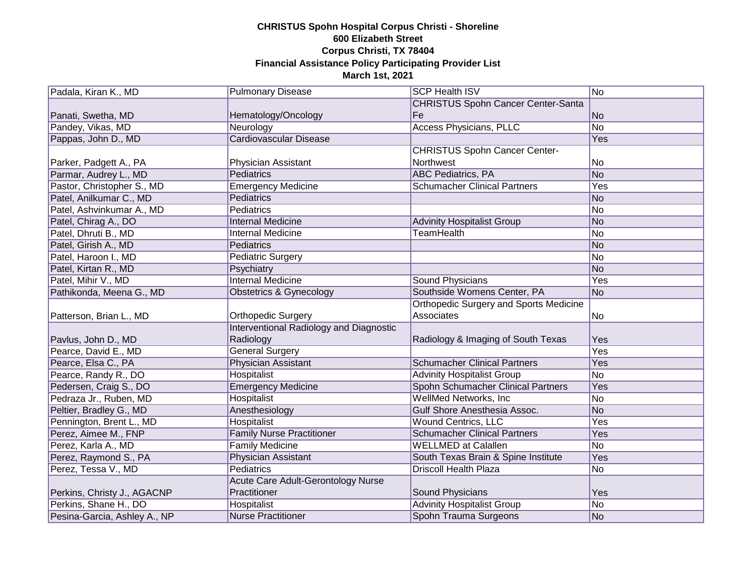**CHRISTUS Spohn Hospital Corpus Christi - Shoreline**
**600 Elizabeth Street**
**Corpus Christi, TX 78404**
**Financial Assistance Policy Participating Provider List**
**March 1st, 2021**

| | | | |
|---|---|---|---|
| Padala, Kiran K., MD | Pulmonary Disease | SCP Health ISV | No |
| Panati, Swetha, MD | Hematology/Oncology | CHRISTUS Spohn Cancer Center-Santa Fe | No |
| Pandey, Vikas, MD | Neurology | Access Physicians, PLLC | No |
| Pappas, John D., MD | Cardiovascular Disease | | Yes |
| Parker, Padgett A., PA | Physician Assistant | CHRISTUS Spohn Cancer Center-Northwest | No |
| Parmar, Audrey L., MD | Pediatrics | ABC Pediatrics, PA | No |
| Pastor, Christopher S., MD | Emergency Medicine | Schumacher Clinical Partners | Yes |
| Patel, Anilkumar C., MD | Pediatrics | | No |
| Patel, Ashvinkumar A., MD | Pediatrics | | No |
| Patel, Chirag A., DO | Internal Medicine | Advinity Hospitalist Group | No |
| Patel, Dhruti B., MD | Internal Medicine | TeamHealth | No |
| Patel, Girish A., MD | Pediatrics | | No |
| Patel, Haroon I., MD | Pediatric Surgery | | No |
| Patel, Kirtan R., MD | Psychiatry | | No |
| Patel, Mihir V., MD | Internal Medicine | Sound Physicians | Yes |
| Pathikonda, Meena G., MD | Obstetrics & Gynecology | Southside Womens Center, PA | No |
| Patterson, Brian L., MD | Orthopedic Surgery | Orthopedic Surgery and Sports Medicine Associates | No |
| Pavlus, John D., MD | Interventional Radiology and Diagnostic Radiology | Radiology & Imaging of South Texas | Yes |
| Pearce, David E., MD | General Surgery | | Yes |
| Pearce, Elsa C., PA | Physician Assistant | Schumacher Clinical Partners | Yes |
| Pearce, Randy R., DO | Hospitalist | Advinity Hospitalist Group | No |
| Pedersen, Craig S., DO | Emergency Medicine | Spohn Schumacher Clinical Partners | Yes |
| Pedraza Jr., Ruben, MD | Hospitalist | WellMed Networks, Inc | No |
| Peltier, Bradley G., MD | Anesthesiology | Gulf Shore Anesthesia Assoc. | No |
| Pennington, Brent L., MD | Hospitalist | Wound Centrics, LLC | Yes |
| Perez, Aimee M., FNP | Family Nurse Practitioner | Schumacher Clinical Partners | Yes |
| Perez, Karla A., MD | Family Medicine | WELLMED at Calallen | No |
| Perez, Raymond S., PA | Physician Assistant | South Texas Brain & Spine Institute | Yes |
| Perez, Tessa V., MD | Pediatrics | Driscoll Health Plaza | No |
| Perkins, Christy J., AGACNP | Acute Care Adult-Gerontology Nurse Practitioner | Sound Physicians | Yes |
| Perkins, Shane H., DO | Hospitalist | Advinity Hospitalist Group | No |
| Pesina-Garcia, Ashley A., NP | Nurse Practitioner | Spohn Trauma Surgeons | No |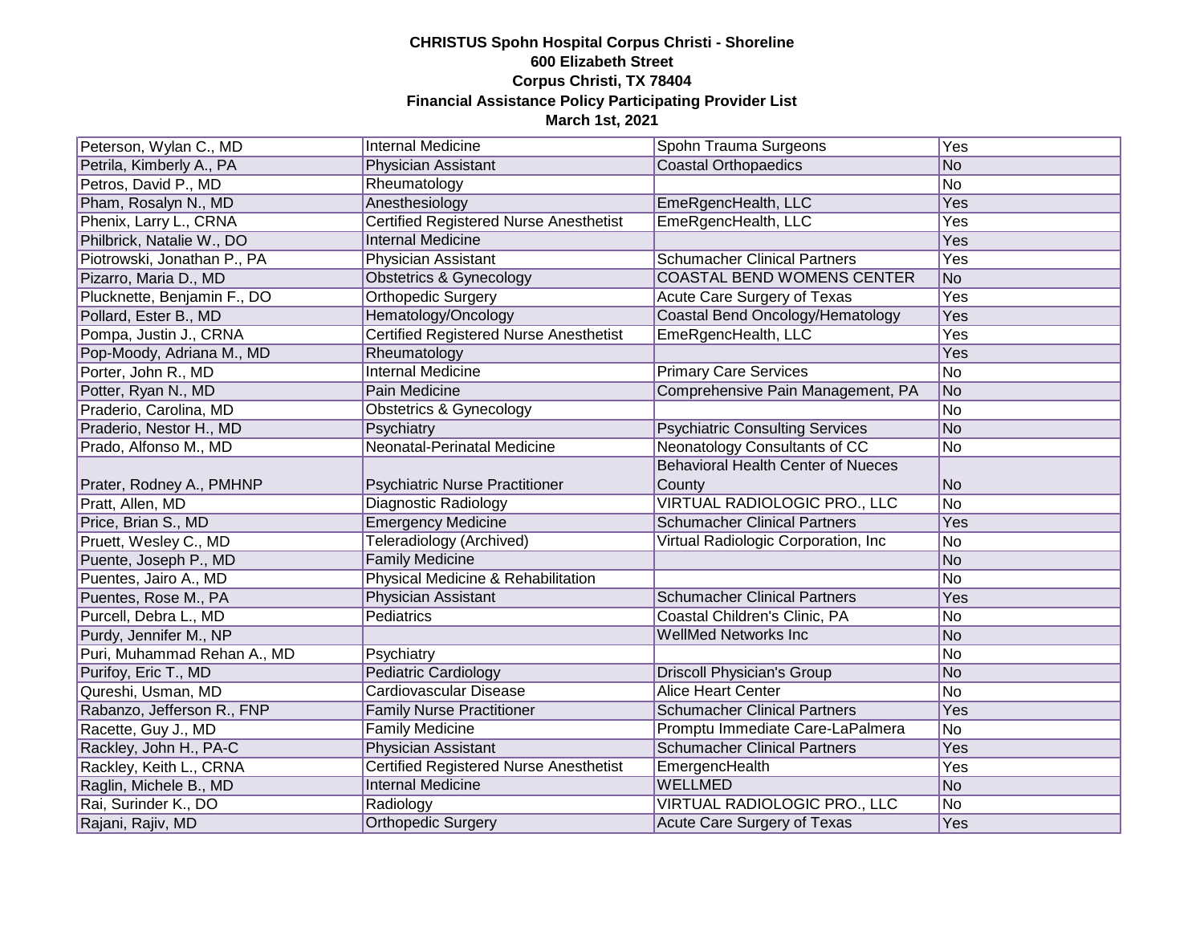**CHRISTUS Spohn Hospital Corpus Christi - Shoreline**
**600 Elizabeth Street**
**Corpus Christi, TX 78404**
**Financial Assistance Policy Participating Provider List**
**March 1st, 2021**

| | | | |
|---|---|---|---|
| Peterson, Wylan C., MD | Internal Medicine | Spohn Trauma Surgeons | Yes |
| Petrila, Kimberly A., PA | Physician Assistant | Coastal Orthopaedics | No |
| Petros, David P., MD | Rheumatology | | No |
| Pham, Rosalyn N., MD | Anesthesiology | EmeRgencHealth, LLC | Yes |
| Phenix, Larry L., CRNA | Certified Registered Nurse Anesthetist | EmeRgencHealth, LLC | Yes |
| Philbrick, Natalie W., DO | Internal Medicine | | Yes |
| Piotrowski, Jonathan P., PA | Physician Assistant | Schumacher Clinical Partners | Yes |
| Pizarro, Maria D., MD | Obstetrics & Gynecology | COASTAL BEND WOMENS CENTER | No |
| Plucknette, Benjamin F., DO | Orthopedic Surgery | Acute Care Surgery of Texas | Yes |
| Pollard, Ester B., MD | Hematology/Oncology | Coastal Bend Oncology/Hematology | Yes |
| Pompa, Justin J., CRNA | Certified Registered Nurse Anesthetist | EmeRgencHealth, LLC | Yes |
| Pop-Moody, Adriana M., MD | Rheumatology | | Yes |
| Porter, John R., MD | Internal Medicine | Primary Care Services | No |
| Potter, Ryan N., MD | Pain Medicine | Comprehensive Pain Management, PA | No |
| Praderio, Carolina, MD | Obstetrics & Gynecology | | No |
| Praderio, Nestor H., MD | Psychiatry | Psychiatric Consulting Services | No |
| Prado, Alfonso M., MD | Neonatal-Perinatal Medicine | Neonatology Consultants of CC | No |
| Prater, Rodney A., PMHNP | Psychiatric Nurse Practitioner | Behavioral Health Center of Nueces County | No |
| Pratt, Allen, MD | Diagnostic Radiology | VIRTUAL RADIOLOGIC PRO., LLC | No |
| Price, Brian S., MD | Emergency Medicine | Schumacher Clinical Partners | Yes |
| Pruett, Wesley C., MD | Teleradiology (Archived) | Virtual Radiologic Corporation, Inc | No |
| Puente, Joseph P., MD | Family Medicine | | No |
| Puentes, Jairo A., MD | Physical Medicine & Rehabilitation | | No |
| Puentes, Rose M., PA | Physician Assistant | Schumacher Clinical Partners | Yes |
| Purcell, Debra L., MD | Pediatrics | Coastal Children's Clinic, PA | No |
| Purdy, Jennifer M., NP | | WellMed Networks Inc | No |
| Puri, Muhammad Rehan A., MD | Psychiatry | | No |
| Purifoy, Eric T., MD | Pediatric Cardiology | Driscoll Physician's Group | No |
| Qureshi, Usman, MD | Cardiovascular Disease | Alice Heart Center | No |
| Rabanzo, Jefferson R., FNP | Family Nurse Practitioner | Schumacher Clinical Partners | Yes |
| Racette, Guy J., MD | Family Medicine | Promptu Immediate Care-LaPalmera | No |
| Rackley, John H., PA-C | Physician Assistant | Schumacher Clinical Partners | Yes |
| Rackley, Keith L., CRNA | Certified Registered Nurse Anesthetist | EmergencHealth | Yes |
| Raglin, Michele B., MD | Internal Medicine | WELLMED | No |
| Rai, Surinder K., DO | Radiology | VIRTUAL RADIOLOGIC PRO., LLC | No |
| Rajani, Rajiv, MD | Orthopedic Surgery | Acute Care Surgery of Texas | Yes |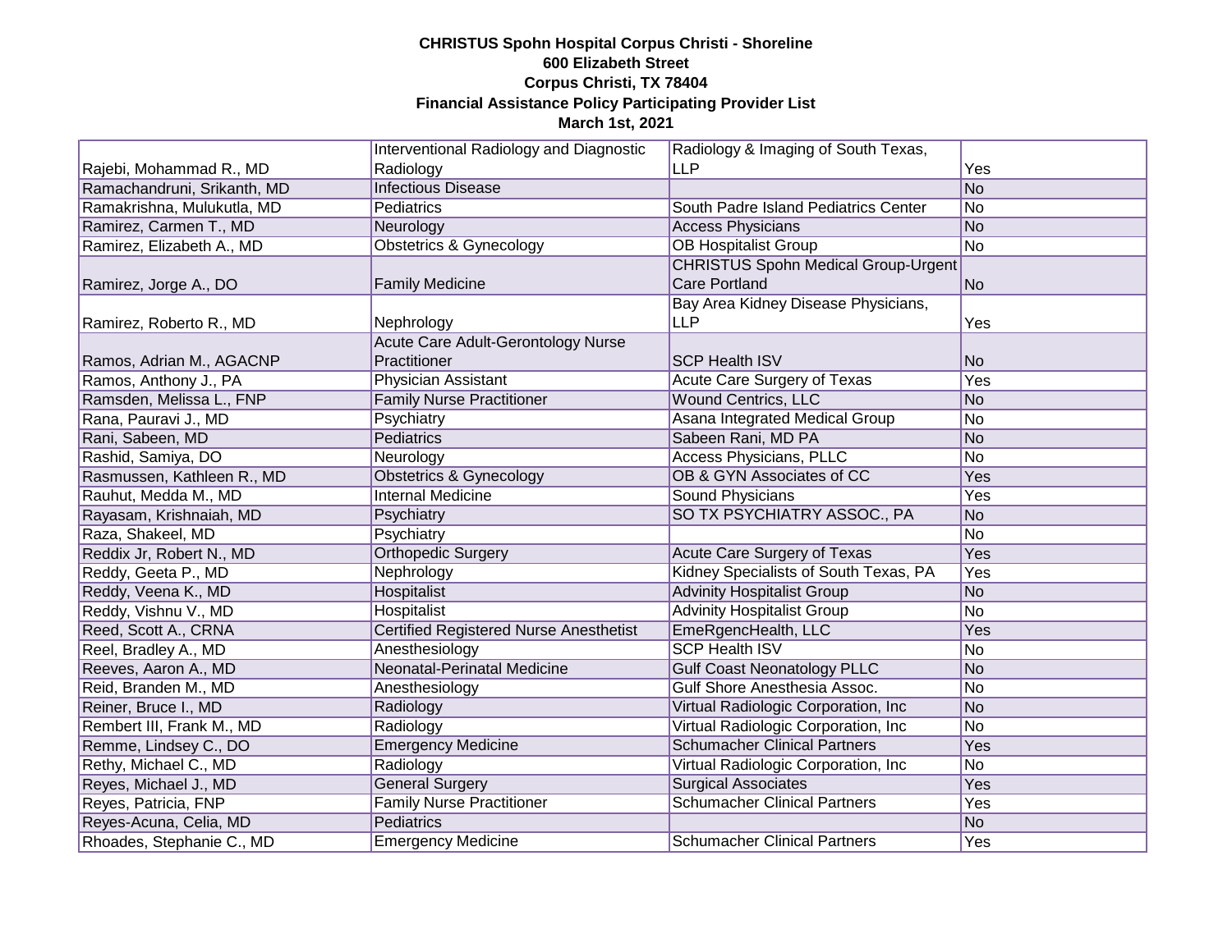**CHRISTUS Spohn Hospital Corpus Christi - Shoreline**
**600 Elizabeth Street**
**Corpus Christi, TX 78404**
**Financial Assistance Policy Participating Provider List**
**March 1st, 2021**

| | | | |
|---|---|---|---|
| Rajebi, Mohammad R., MD | Interventional Radiology and Diagnostic Radiology | Radiology & Imaging of South Texas, LLP | Yes |
| Ramachandruni, Srikanth, MD | Infectious Disease | | No |
| Ramakrishna, Mulukutla, MD | Pediatrics | South Padre Island Pediatrics Center | No |
| Ramirez, Carmen T., MD | Neurology | Access Physicians | No |
| Ramirez, Elizabeth A., MD | Obstetrics & Gynecology | OB Hospitalist Group | No |
| Ramirez, Jorge A., DO | Family Medicine | CHRISTUS Spohn Medical Group-Urgent Care Portland | No |
| Ramirez, Roberto R., MD | Nephrology | Bay Area Kidney Disease Physicians, LLP | Yes |
| Ramos, Adrian M., AGACNP | Acute Care Adult-Gerontology Nurse Practitioner | SCP Health ISV | No |
| Ramos, Anthony J., PA | Physician Assistant | Acute Care Surgery of Texas | Yes |
| Ramsden, Melissa L., FNP | Family Nurse Practitioner | Wound Centrics, LLC | No |
| Rana, Pauravi J., MD | Psychiatry | Asana Integrated Medical Group | No |
| Rani, Sabeen, MD | Pediatrics | Sabeen Rani, MD PA | No |
| Rashid, Samiya, DO | Neurology | Access Physicians, PLLC | No |
| Rasmussen, Kathleen R., MD | Obstetrics & Gynecology | OB & GYN Associates of CC | Yes |
| Rauhut, Medda M., MD | Internal Medicine | Sound Physicians | Yes |
| Rayasam, Krishnaiah, MD | Psychiatry | SO TX PSYCHIATRY ASSOC., PA | No |
| Raza, Shakeel, MD | Psychiatry | | No |
| Reddix Jr, Robert N., MD | Orthopedic Surgery | Acute Care Surgery of Texas | Yes |
| Reddy, Geeta P., MD | Nephrology | Kidney Specialists of South Texas, PA | Yes |
| Reddy, Veena K., MD | Hospitalist | Advinity Hospitalist Group | No |
| Reddy, Vishnu V., MD | Hospitalist | Advinity Hospitalist Group | No |
| Reed, Scott A., CRNA | Certified Registered Nurse Anesthetist | EmeRgencHealth, LLC | Yes |
| Reel, Bradley A., MD | Anesthesiology | SCP Health ISV | No |
| Reeves, Aaron A., MD | Neonatal-Perinatal Medicine | Gulf Coast Neonatology PLLC | No |
| Reid, Branden M., MD | Anesthesiology | Gulf Shore Anesthesia Assoc. | No |
| Reiner, Bruce I., MD | Radiology | Virtual Radiologic Corporation, Inc | No |
| Rembert III, Frank M., MD | Radiology | Virtual Radiologic Corporation, Inc | No |
| Remme, Lindsey C., DO | Emergency Medicine | Schumacher Clinical Partners | Yes |
| Rethy, Michael C., MD | Radiology | Virtual Radiologic Corporation, Inc | No |
| Reyes, Michael J., MD | General Surgery | Surgical Associates | Yes |
| Reyes, Patricia, FNP | Family Nurse Practitioner | Schumacher Clinical Partners | Yes |
| Reyes-Acuna, Celia, MD | Pediatrics | | No |
| Rhoades, Stephanie C., MD | Emergency Medicine | Schumacher Clinical Partners | Yes |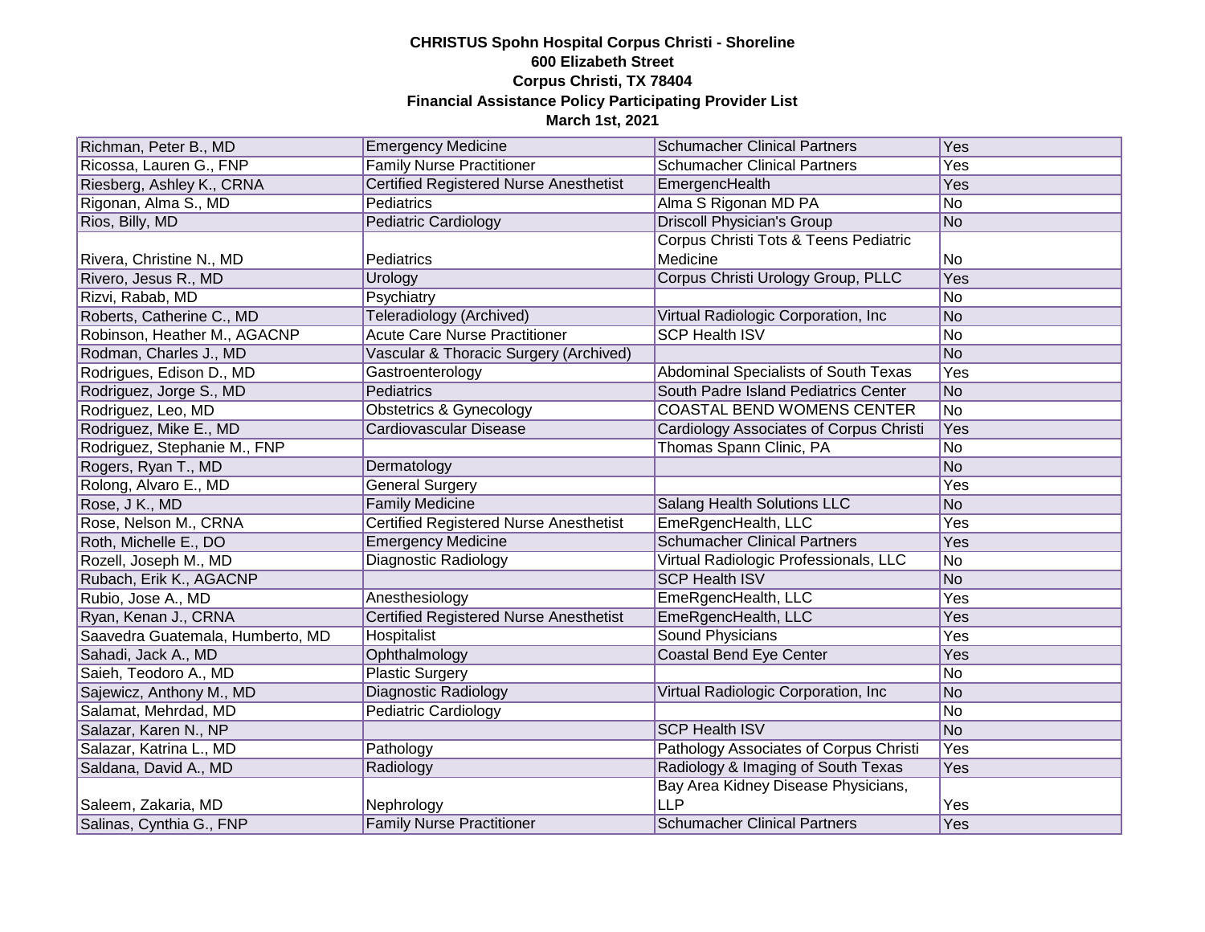**CHRISTUS Spohn Hospital Corpus Christi - Shoreline**
**600 Elizabeth Street**
**Corpus Christi, TX 78404**
**Financial Assistance Policy Participating Provider List**
**March 1st, 2021**

| | | | |
|---|---|---|---|
| Richman, Peter B., MD | Emergency Medicine | Schumacher Clinical Partners | Yes |
| Ricossa, Lauren G., FNP | Family Nurse Practitioner | Schumacher Clinical Partners | Yes |
| Riesberg, Ashley K., CRNA | Certified Registered Nurse Anesthetist | EmergencHealth | Yes |
| Rigonan, Alma S., MD | Pediatrics | Alma S Rigonan MD PA | No |
| Rios, Billy, MD | Pediatric Cardiology | Driscoll Physician's Group | No |
| Rivera, Christine N., MD | Pediatrics | Corpus Christi Tots & Teens Pediatric Medicine | No |
| Rivero, Jesus R., MD | Urology | Corpus Christi Urology Group, PLLC | Yes |
| Rizvi, Rabab, MD | Psychiatry | | No |
| Roberts, Catherine C., MD | Teleradiology (Archived) | Virtual Radiologic Corporation, Inc | No |
| Robinson, Heather M., AGACNP | Acute Care Nurse Practitioner | SCP Health ISV | No |
| Rodman, Charles J., MD | Vascular & Thoracic Surgery (Archived) | | No |
| Rodrigues, Edison D., MD | Gastroenterology | Abdominal Specialists of South Texas | Yes |
| Rodriguez, Jorge S., MD | Pediatrics | South Padre Island Pediatrics Center | No |
| Rodriguez, Leo, MD | Obstetrics & Gynecology | COASTAL BEND WOMENS CENTER | No |
| Rodriguez, Mike E., MD | Cardiovascular Disease | Cardiology Associates of Corpus Christi | Yes |
| Rodriguez, Stephanie M., FNP | | Thomas Spann Clinic, PA | No |
| Rogers, Ryan T., MD | Dermatology | | No |
| Rolong, Alvaro E., MD | General Surgery | | Yes |
| Rose, J K., MD | Family Medicine | Salang Health Solutions LLC | No |
| Rose, Nelson M., CRNA | Certified Registered Nurse Anesthetist | EmeRgencHealth, LLC | Yes |
| Roth, Michelle E., DO | Emergency Medicine | Schumacher Clinical Partners | Yes |
| Rozell, Joseph M., MD | Diagnostic Radiology | Virtual Radiologic Professionals, LLC | No |
| Rubach, Erik K., AGACNP | | SCP Health ISV | No |
| Rubio, Jose A., MD | Anesthesiology | EmeRgencHealth, LLC | Yes |
| Ryan, Kenan J., CRNA | Certified Registered Nurse Anesthetist | EmeRgencHealth, LLC | Yes |
| Saavedra Guatemala, Humberto, MD | Hospitalist | Sound Physicians | Yes |
| Sahadi, Jack A., MD | Ophthalmology | Coastal Bend Eye Center | Yes |
| Saieh, Teodoro A., MD | Plastic Surgery | | No |
| Sajewicz, Anthony M., MD | Diagnostic Radiology | Virtual Radiologic Corporation, Inc | No |
| Salamat, Mehrdad, MD | Pediatric Cardiology | | No |
| Salazar, Karen N., NP | | SCP Health ISV | No |
| Salazar, Katrina L., MD | Pathology | Pathology Associates of Corpus Christi | Yes |
| Saldana, David A., MD | Radiology | Radiology & Imaging of South Texas | Yes |
| Saleem, Zakaria, MD | Nephrology | Bay Area Kidney Disease Physicians, LLP | Yes |
| Salinas, Cynthia G., FNP | Family Nurse Practitioner | Schumacher Clinical Partners | Yes |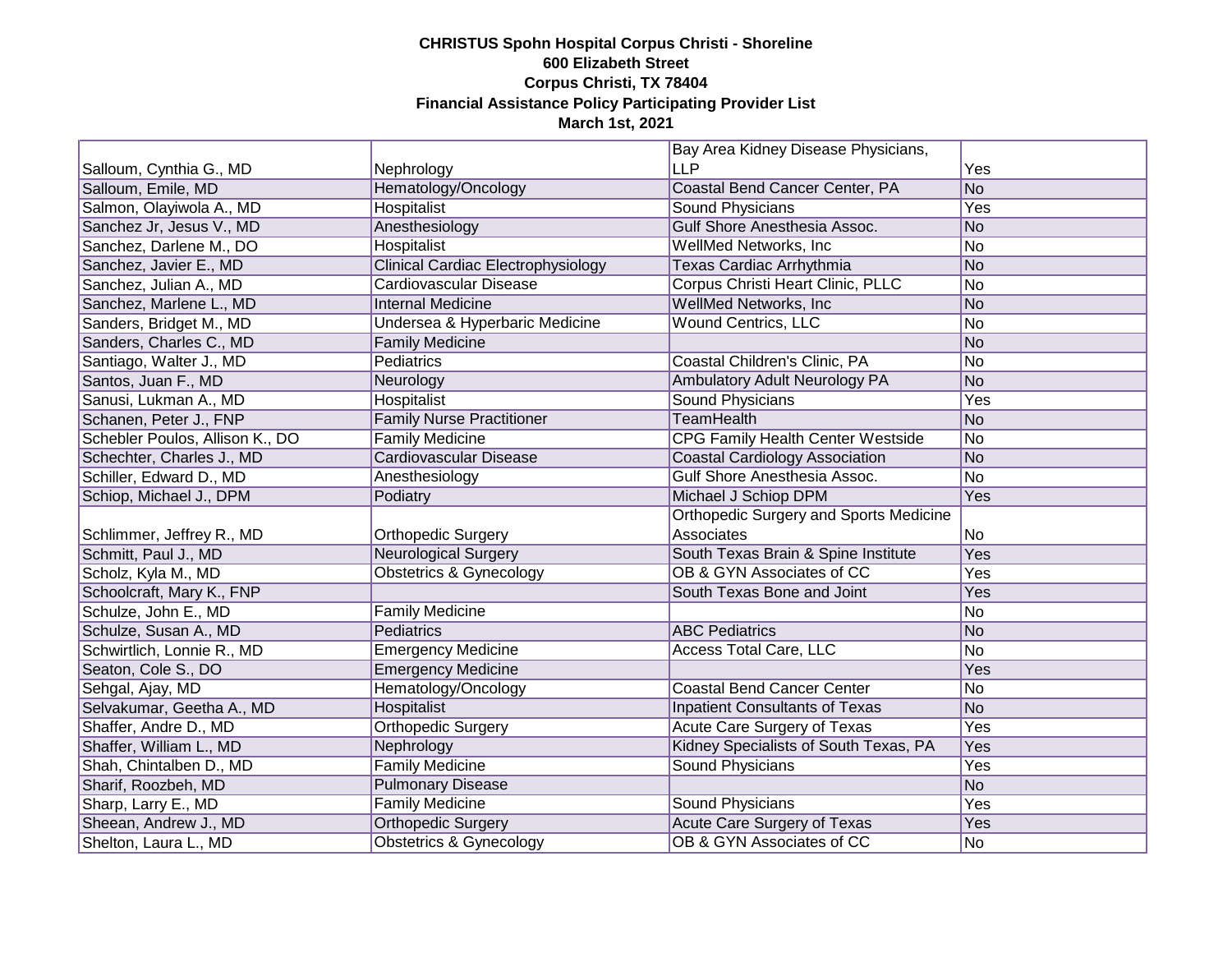**CHRISTUS Spohn Hospital Corpus Christi - Shoreline**
**600 Elizabeth Street**
**Corpus Christi, TX 78404**
**Financial Assistance Policy Participating Provider List**
**March 1st, 2021**

| | | | |
|---|---|---|---|
| Salloum, Cynthia G., MD | Nephrology | Bay Area Kidney Disease Physicians, LLP | Yes |
| Salloum, Emile, MD | Hematology/Oncology | Coastal Bend Cancer Center, PA | No |
| Salmon, Olayiwola A., MD | Hospitalist | Sound Physicians | Yes |
| Sanchez Jr, Jesus V., MD | Anesthesiology | Gulf Shore Anesthesia Assoc. | No |
| Sanchez, Darlene M., DO | Hospitalist | WellMed Networks, Inc | No |
| Sanchez, Javier E., MD | Clinical Cardiac Electrophysiology | Texas Cardiac Arrhythmia | No |
| Sanchez, Julian A., MD | Cardiovascular Disease | Corpus Christi Heart Clinic, PLLC | No |
| Sanchez, Marlene L., MD | Internal Medicine | WellMed Networks, Inc | No |
| Sanders, Bridget M., MD | Undersea & Hyperbaric Medicine | Wound Centrics, LLC | No |
| Sanders, Charles C., MD | Family Medicine | | No |
| Santiago, Walter J., MD | Pediatrics | Coastal Children's Clinic, PA | No |
| Santos, Juan F., MD | Neurology | Ambulatory Adult Neurology PA | No |
| Sanusi, Lukman A., MD | Hospitalist | Sound Physicians | Yes |
| Schanen, Peter J., FNP | Family Nurse Practitioner | TeamHealth | No |
| Schebler Poulos, Allison K., DO | Family Medicine | CPG Family Health Center Westside | No |
| Schechter, Charles J., MD | Cardiovascular Disease | Coastal Cardiology Association | No |
| Schiller, Edward D., MD | Anesthesiology | Gulf Shore Anesthesia Assoc. | No |
| Schiop, Michael J., DPM | Podiatry | Michael J Schiop DPM | Yes |
| Schlimmer, Jeffrey R., MD | Orthopedic Surgery | Orthopedic Surgery and Sports Medicine Associates | No |
| Schmitt, Paul J., MD | Neurological Surgery | South Texas Brain & Spine Institute | Yes |
| Scholz, Kyla M., MD | Obstetrics & Gynecology | OB & GYN Associates of CC | Yes |
| Schoolcraft, Mary K., FNP | | South Texas Bone and Joint | Yes |
| Schulze, John E., MD | Family Medicine | | No |
| Schulze, Susan A., MD | Pediatrics | ABC Pediatrics | No |
| Schwirtlich, Lonnie R., MD | Emergency Medicine | Access Total Care, LLC | No |
| Seaton, Cole S., DO | Emergency Medicine | | Yes |
| Sehgal, Ajay, MD | Hematology/Oncology | Coastal Bend Cancer Center | No |
| Selvakumar, Geetha A., MD | Hospitalist | Inpatient Consultants of Texas | No |
| Shaffer, Andre D., MD | Orthopedic Surgery | Acute Care Surgery of Texas | Yes |
| Shaffer, William L., MD | Nephrology | Kidney Specialists of South Texas, PA | Yes |
| Shah, Chintalben D., MD | Family Medicine | Sound Physicians | Yes |
| Sharif, Roozbeh, MD | Pulmonary Disease | | No |
| Sharp, Larry E., MD | Family Medicine | Sound Physicians | Yes |
| Sheean, Andrew J., MD | Orthopedic Surgery | Acute Care Surgery of Texas | Yes |
| Shelton, Laura L., MD | Obstetrics & Gynecology | OB & GYN Associates of CC | No |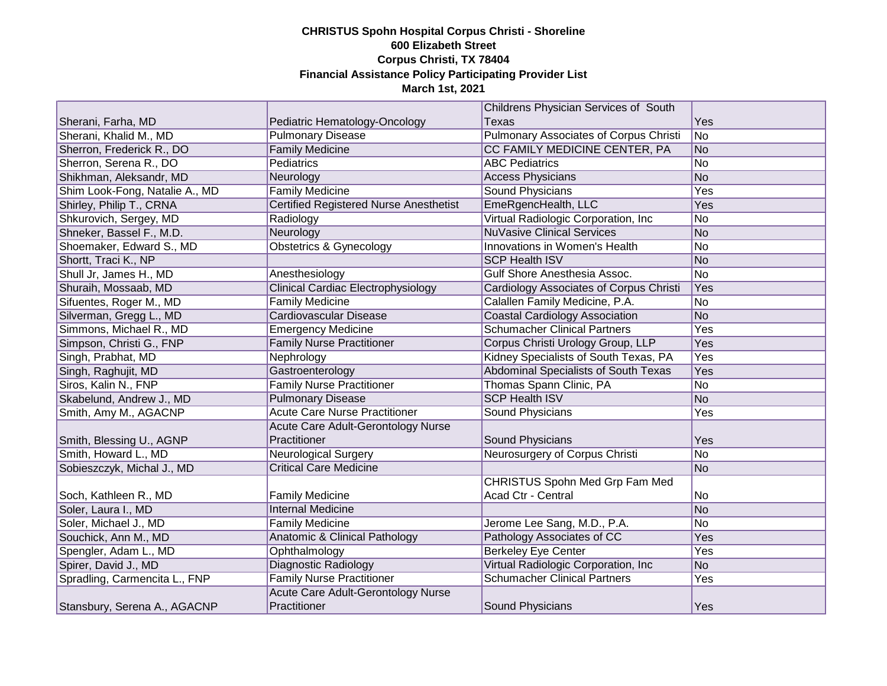**CHRISTUS Spohn Hospital Corpus Christi - Shoreline**
**600 Elizabeth Street**
**Corpus Christi, TX 78404**
**Financial Assistance Policy Participating Provider List**
**March 1st, 2021**

| | | | |
|---|---|---|---|
| Sherani, Farha, MD | Pediatric Hematology-Oncology | Childrens Physician Services of South Texas | Yes |
| Sherani, Khalid M., MD | Pulmonary Disease | Pulmonary Associates of Corpus Christi | No |
| Sherron, Frederick R., DO | Family Medicine | CC FAMILY MEDICINE CENTER, PA | No |
| Sherron, Serena R., DO | Pediatrics | ABC Pediatrics | No |
| Shikhman, Aleksandr, MD | Neurology | Access Physicians | No |
| Shim Look-Fong, Natalie A., MD | Family Medicine | Sound Physicians | Yes |
| Shirley, Philip T., CRNA | Certified Registered Nurse Anesthetist | EmeRgencHealth, LLC | Yes |
| Shkurovich, Sergey, MD | Radiology | Virtual Radiologic Corporation, Inc | No |
| Shneker, Bassel F., M.D. | Neurology | NuVasive Clinical Services | No |
| Shoemaker, Edward S., MD | Obstetrics & Gynecology | Innovations in Women's Health | No |
| Shortt, Traci K., NP | | SCP Health ISV | No |
| Shull Jr, James H., MD | Anesthesiology | Gulf Shore Anesthesia Assoc. | No |
| Shuraih, Mossaab, MD | Clinical Cardiac Electrophysiology | Cardiology Associates of Corpus Christi | Yes |
| Sifuentes, Roger M., MD | Family Medicine | Calallen Family Medicine, P.A. | No |
| Silverman, Gregg L., MD | Cardiovascular Disease | Coastal Cardiology Association | No |
| Simmons, Michael R., MD | Emergency Medicine | Schumacher Clinical Partners | Yes |
| Simpson, Christi G., FNP | Family Nurse Practitioner | Corpus Christi Urology Group, LLP | Yes |
| Singh, Prabhat, MD | Nephrology | Kidney Specialists of South Texas, PA | Yes |
| Singh, Raghujit, MD | Gastroenterology | Abdominal Specialists of South Texas | Yes |
| Siros, Kalin N., FNP | Family Nurse Practitioner | Thomas Spann Clinic, PA | No |
| Skabelund, Andrew J., MD | Pulmonary Disease | SCP Health ISV | No |
| Smith, Amy M., AGACNP | Acute Care Nurse Practitioner | Sound Physicians | Yes |
| Smith, Blessing U., AGNP | Acute Care Adult-Gerontology Nurse Practitioner | Sound Physicians | Yes |
| Smith, Howard L., MD | Neurological Surgery | Neurosurgery of Corpus Christi | No |
| Sobieszczyk, Michal J., MD | Critical Care Medicine | | No |
| Soch, Kathleen R., MD | Family Medicine | CHRISTUS Spohn Med Grp Fam Med Acad Ctr - Central | No |
| Soler, Laura I., MD | Internal Medicine | | No |
| Soler, Michael J., MD | Family Medicine | Jerome Lee Sang, M.D., P.A. | No |
| Souchick, Ann M., MD | Anatomic & Clinical Pathology | Pathology Associates of CC | Yes |
| Spengler, Adam L., MD | Ophthalmology | Berkeley Eye Center | Yes |
| Spirer, David J., MD | Diagnostic Radiology | Virtual Radiologic Corporation, Inc | No |
| Spradling, Carmencita L., FNP | Family Nurse Practitioner | Schumacher Clinical Partners | Yes |
| Stansbury, Serena A., AGACNP | Acute Care Adult-Gerontology Nurse Practitioner | Sound Physicians | Yes |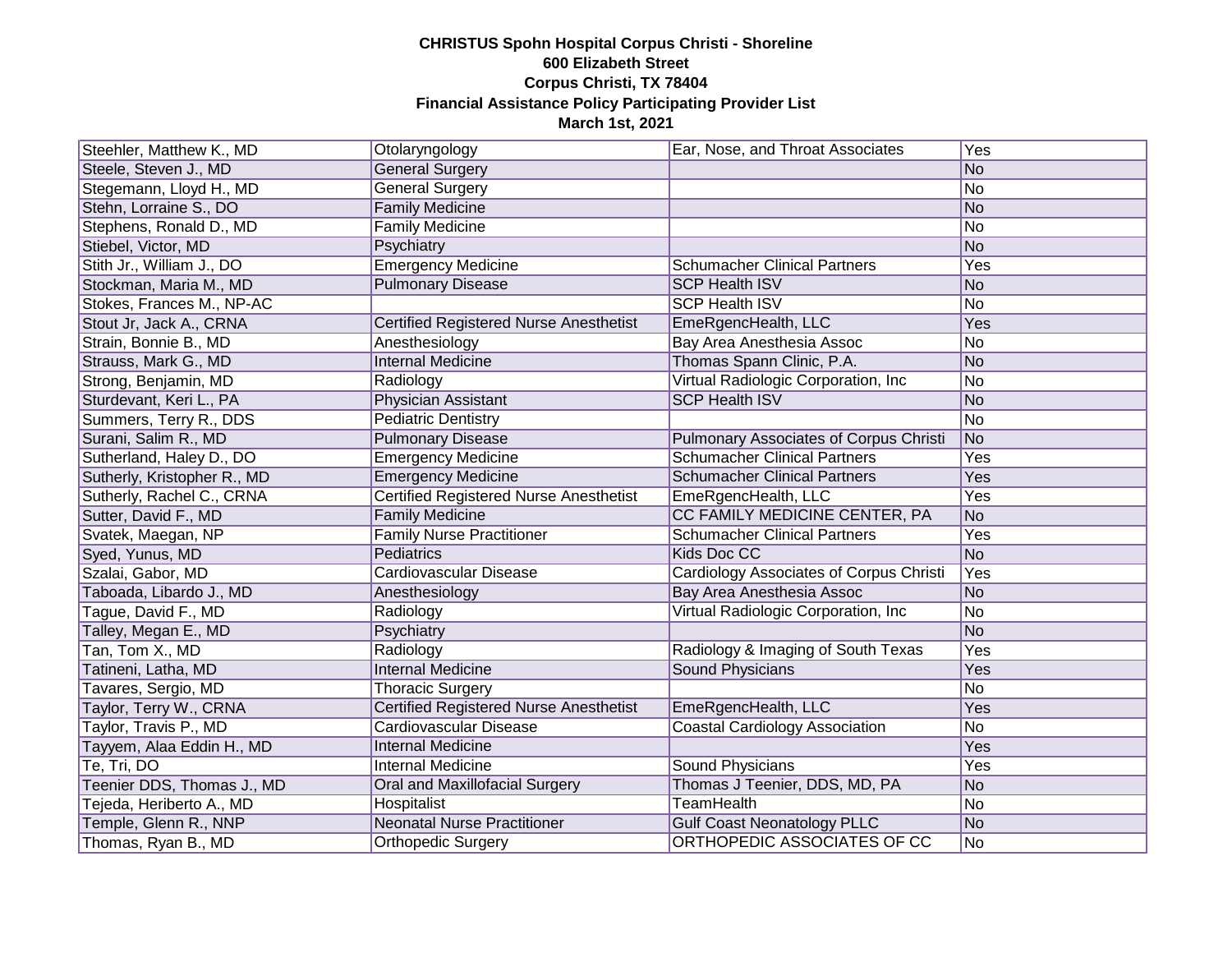**CHRISTUS Spohn Hospital Corpus Christi - Shoreline**
**600 Elizabeth Street**
**Corpus Christi, TX 78404**
**Financial Assistance Policy Participating Provider List**
**March 1st, 2021**

| | | | |
|---|---|---|---|
| Steehler, Matthew K., MD | Otolaryngology | Ear, Nose, and Throat Associates | Yes |
| Steele, Steven J., MD | General Surgery | | No |
| Stegemann, Lloyd H., MD | General Surgery | | No |
| Stehn, Lorraine S., DO | Family Medicine | | No |
| Stephens, Ronald D., MD | Family Medicine | | No |
| Stiebel, Victor, MD | Psychiatry | | No |
| Stith Jr., William J., DO | Emergency Medicine | Schumacher Clinical Partners | Yes |
| Stockman, Maria M., MD | Pulmonary Disease | SCP Health ISV | No |
| Stokes, Frances M., NP-AC | | SCP Health ISV | No |
| Stout Jr, Jack A., CRNA | Certified Registered Nurse Anesthetist | EmeRgencHealth, LLC | Yes |
| Strain, Bonnie B., MD | Anesthesiology | Bay Area Anesthesia Assoc | No |
| Strauss, Mark G., MD | Internal Medicine | Thomas Spann Clinic, P.A. | No |
| Strong, Benjamin, MD | Radiology | Virtual Radiologic Corporation, Inc | No |
| Sturdevant, Keri L., PA | Physician Assistant | SCP Health ISV | No |
| Summers, Terry R., DDS | Pediatric Dentistry | | No |
| Surani, Salim R., MD | Pulmonary Disease | Pulmonary Associates of Corpus Christi | No |
| Sutherland, Haley D., DO | Emergency Medicine | Schumacher Clinical Partners | Yes |
| Sutherly, Kristopher R., MD | Emergency Medicine | Schumacher Clinical Partners | Yes |
| Sutherly, Rachel C., CRNA | Certified Registered Nurse Anesthetist | EmeRgencHealth, LLC | Yes |
| Sutter, David F., MD | Family Medicine | CC FAMILY MEDICINE CENTER, PA | No |
| Svatek, Maegan, NP | Family Nurse Practitioner | Schumacher Clinical Partners | Yes |
| Syed, Yunus, MD | Pediatrics | Kids Doc CC | No |
| Szalai, Gabor, MD | Cardiovascular Disease | Cardiology Associates of Corpus Christi | Yes |
| Taboada, Libardo J., MD | Anesthesiology | Bay Area Anesthesia Assoc | No |
| Tague, David F., MD | Radiology | Virtual Radiologic Corporation, Inc | No |
| Talley, Megan E., MD | Psychiatry | | No |
| Tan, Tom X., MD | Radiology | Radiology & Imaging of South Texas | Yes |
| Tatineni, Latha, MD | Internal Medicine | Sound Physicians | Yes |
| Tavares, Sergio, MD | Thoracic Surgery | | No |
| Taylor, Terry W., CRNA | Certified Registered Nurse Anesthetist | EmeRgencHealth, LLC | Yes |
| Taylor, Travis P., MD | Cardiovascular Disease | Coastal Cardiology Association | No |
| Tayyem, Alaa Eddin H., MD | Internal Medicine | | Yes |
| Te, Tri, DO | Internal Medicine | Sound Physicians | Yes |
| Teenier DDS, Thomas J., MD | Oral and Maxillofacial Surgery | Thomas J Teenier, DDS, MD, PA | No |
| Tejeda, Heriberto A., MD | Hospitalist | TeamHealth | No |
| Temple, Glenn R., NNP | Neonatal Nurse Practitioner | Gulf Coast Neonatology PLLC | No |
| Thomas, Ryan B., MD | Orthopedic Surgery | ORTHOPEDIC ASSOCIATES OF CC | No |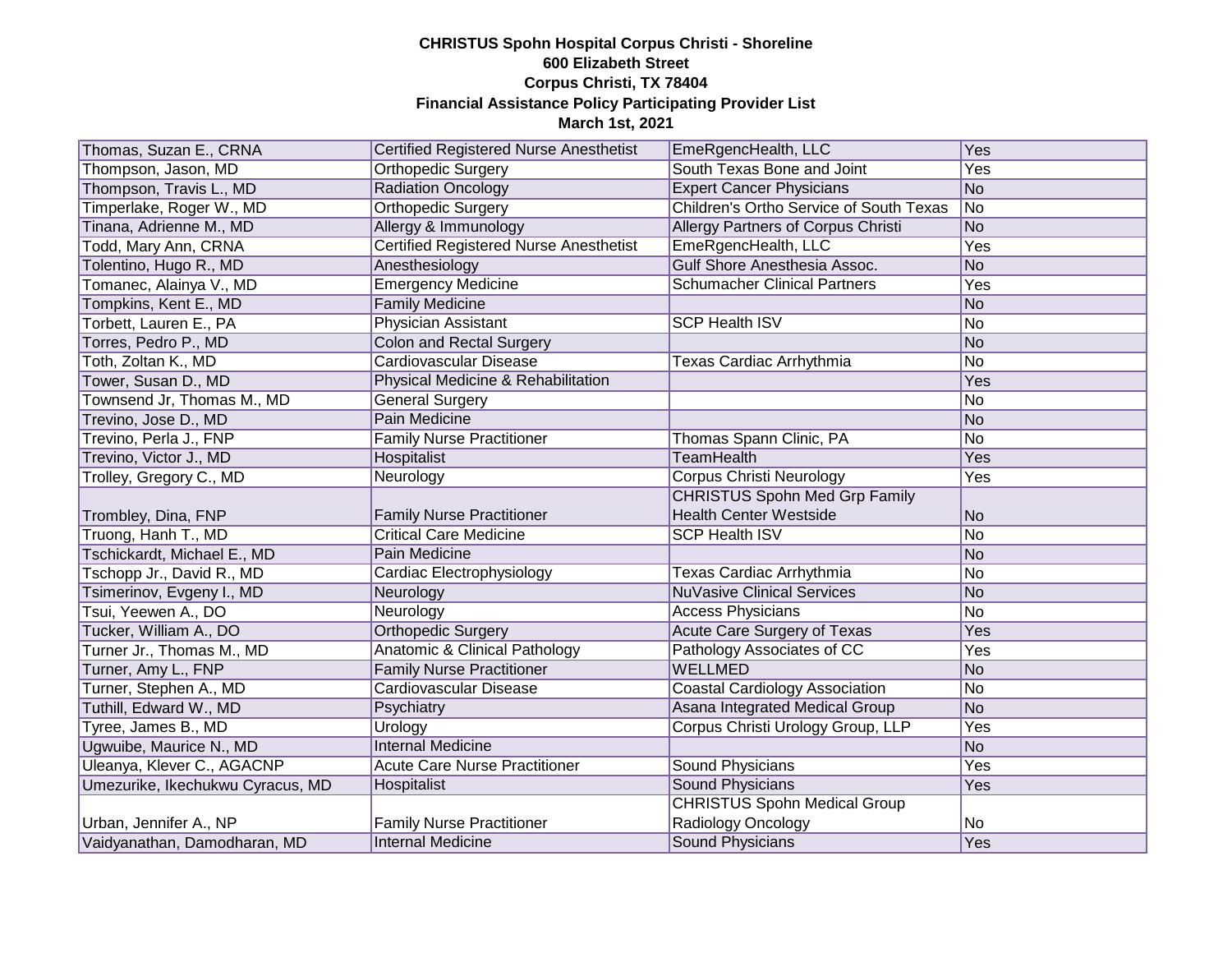**CHRISTUS Spohn Hospital Corpus Christi - Shoreline**
**600 Elizabeth Street**
**Corpus Christi, TX 78404**
**Financial Assistance Policy Participating Provider List**
**March 1st, 2021**

| | | | |
|---|---|---|---|
| Thomas, Suzan E., CRNA | Certified Registered Nurse Anesthetist | EmeRgencHealth, LLC | Yes |
| Thompson, Jason, MD | Orthopedic Surgery | South Texas Bone and Joint | Yes |
| Thompson, Travis L., MD | Radiation Oncology | Expert Cancer Physicians | No |
| Timperlake, Roger W., MD | Orthopedic Surgery | Children's Ortho Service of South Texas | No |
| Tinana, Adrienne M., MD | Allergy & Immunology | Allergy Partners of Corpus Christi | No |
| Todd, Mary Ann, CRNA | Certified Registered Nurse Anesthetist | EmeRgencHealth, LLC | Yes |
| Tolentino, Hugo R., MD | Anesthesiology | Gulf Shore Anesthesia Assoc. | No |
| Tomanec, Alainya V., MD | Emergency Medicine | Schumacher Clinical Partners | Yes |
| Tompkins, Kent E., MD | Family Medicine | | No |
| Torbett, Lauren E., PA | Physician Assistant | SCP Health ISV | No |
| Torres, Pedro P., MD | Colon and Rectal Surgery | | No |
| Toth, Zoltan K., MD | Cardiovascular Disease | Texas Cardiac Arrhythmia | No |
| Tower, Susan D., MD | Physical Medicine & Rehabilitation | | Yes |
| Townsend Jr, Thomas M., MD | General Surgery | | No |
| Trevino, Jose D., MD | Pain Medicine | | No |
| Trevino, Perla J., FNP | Family Nurse Practitioner | Thomas Spann Clinic, PA | No |
| Trevino, Victor J., MD | Hospitalist | TeamHealth | Yes |
| Trolley, Gregory C., MD | Neurology | Corpus Christi Neurology | Yes |
| Trombley, Dina, FNP | Family Nurse Practitioner | CHRISTUS Spohn Med Grp Family Health Center Westside | No |
| Truong, Hanh T., MD | Critical Care Medicine | SCP Health ISV | No |
| Tschickardt, Michael E., MD | Pain Medicine | | No |
| Tschopp Jr., David R., MD | Cardiac Electrophysiology | Texas Cardiac Arrhythmia | No |
| Tsimerinov, Evgeny I., MD | Neurology | NuVasive Clinical Services | No |
| Tsui, Yeewen A., DO | Neurology | Access Physicians | No |
| Tucker, William A., DO | Orthopedic Surgery | Acute Care Surgery of Texas | Yes |
| Turner Jr., Thomas M., MD | Anatomic & Clinical Pathology | Pathology Associates of CC | Yes |
| Turner, Amy L., FNP | Family Nurse Practitioner | WELLMED | No |
| Turner, Stephen A., MD | Cardiovascular Disease | Coastal Cardiology Association | No |
| Tuthill, Edward W., MD | Psychiatry | Asana Integrated Medical Group | No |
| Tyree, James B., MD | Urology | Corpus Christi Urology Group, LLP | Yes |
| Ugwuibe, Maurice N., MD | Internal Medicine | | No |
| Uleanya, Klever C., AGACNP | Acute Care Nurse Practitioner | Sound Physicians | Yes |
| Umezurike, Ikechukwu Cyracus, MD | Hospitalist | Sound Physicians | Yes |
| Urban, Jennifer A., NP | Family Nurse Practitioner | CHRISTUS Spohn Medical Group Radiology Oncology | No |
| Vaidyanathan, Damodharan, MD | Internal Medicine | Sound Physicians | Yes |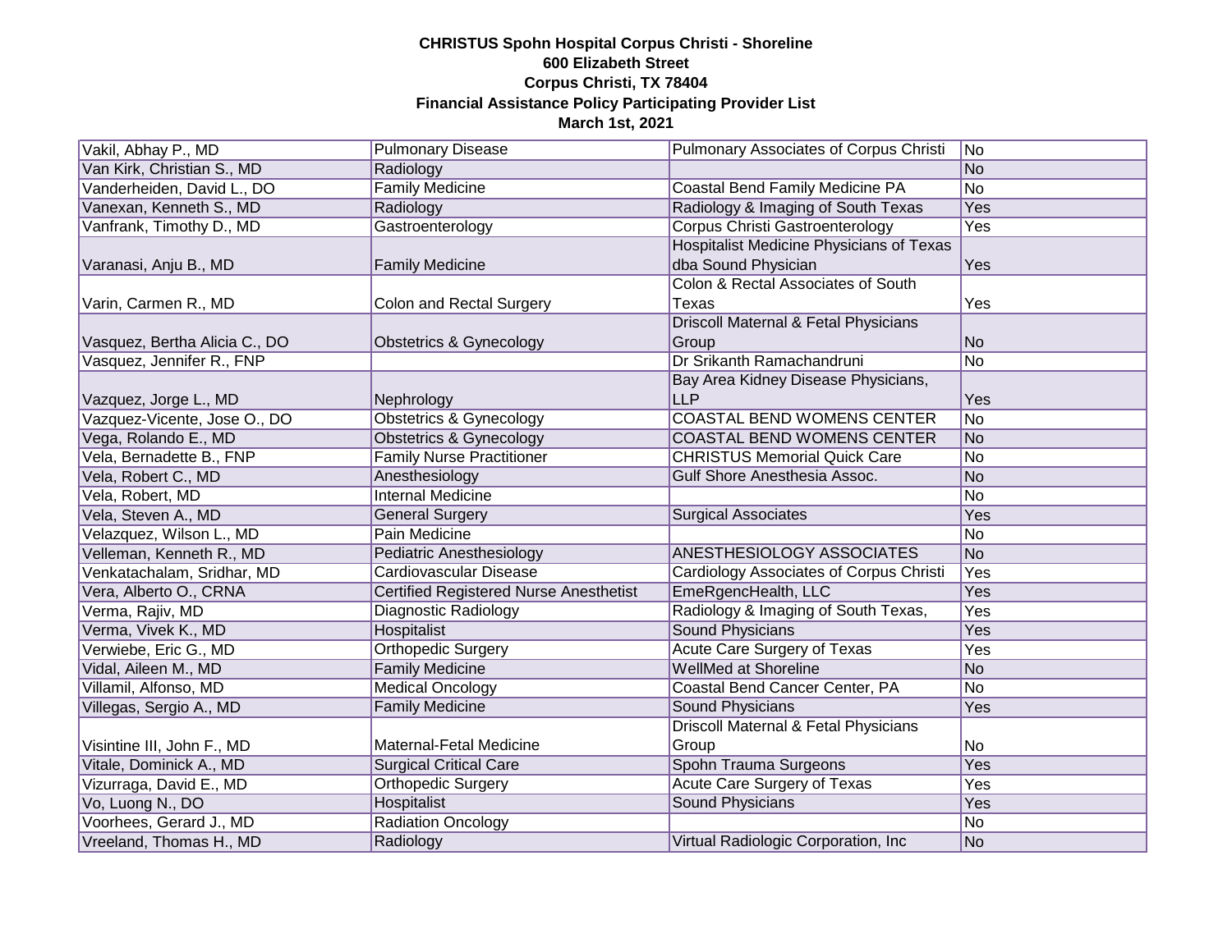**CHRISTUS Spohn Hospital Corpus Christi - Shoreline**
**600 Elizabeth Street**
**Corpus Christi, TX 78404**
**Financial Assistance Policy Participating Provider List**
**March 1st, 2021**

| | | | |
|---|---|---|---|
| Vakil, Abhay P., MD | Pulmonary Disease | Pulmonary Associates of Corpus Christi | No |
| Van Kirk, Christian S., MD | Radiology | | No |
| Vanderheiden, David L., DO | Family Medicine | Coastal Bend Family Medicine PA | No |
| Vanexan, Kenneth S., MD | Radiology | Radiology & Imaging of South Texas | Yes |
| Vanfrank, Timothy D., MD | Gastroenterology | Corpus Christi Gastroenterology | Yes |
| Varanasi, Anju B., MD | Family Medicine | Hospitalist Medicine Physicians of Texas dba Sound Physician | Yes |
| Varin, Carmen R., MD | Colon and Rectal Surgery | Colon & Rectal Associates of South Texas | Yes |
| Vasquez, Bertha Alicia C., DO | Obstetrics & Gynecology | Driscoll Maternal & Fetal Physicians Group | No |
| Vasquez, Jennifer R., FNP | | Dr Srikanth Ramachandruni | No |
| Vazquez, Jorge L., MD | Nephrology | Bay Area Kidney Disease Physicians, LLP | Yes |
| Vazquez-Vicente, Jose O., DO | Obstetrics & Gynecology | COASTAL BEND WOMENS CENTER | No |
| Vega, Rolando E., MD | Obstetrics & Gynecology | COASTAL BEND WOMENS CENTER | No |
| Vela, Bernadette B., FNP | Family Nurse Practitioner | CHRISTUS Memorial Quick Care | No |
| Vela, Robert C., MD | Anesthesiology | Gulf Shore Anesthesia Assoc. | No |
| Vela, Robert, MD | Internal Medicine | | No |
| Vela, Steven A., MD | General Surgery | Surgical Associates | Yes |
| Velazquez, Wilson L., MD | Pain Medicine | | No |
| Velleman, Kenneth R., MD | Pediatric Anesthesiology | ANESTHESIOLOGY ASSOCIATES | No |
| Venkatachalam, Sridhar, MD | Cardiovascular Disease | Cardiology Associates of Corpus Christi | Yes |
| Vera, Alberto O., CRNA | Certified Registered Nurse Anesthetist | EmeRgencHealth, LLC | Yes |
| Verma, Rajiv, MD | Diagnostic Radiology | Radiology & Imaging of South Texas, | Yes |
| Verma, Vivek K., MD | Hospitalist | Sound Physicians | Yes |
| Verwiebe, Eric G., MD | Orthopedic Surgery | Acute Care Surgery of Texas | Yes |
| Vidal, Aileen M., MD | Family Medicine | WellMed at Shoreline | No |
| Villamil, Alfonso, MD | Medical Oncology | Coastal Bend Cancer Center, PA | No |
| Villegas, Sergio A., MD | Family Medicine | Sound Physicians | Yes |
| Visintine III, John F., MD | Maternal-Fetal Medicine | Driscoll Maternal & Fetal Physicians Group | No |
| Vitale, Dominick A., MD | Surgical Critical Care | Spohn Trauma Surgeons | Yes |
| Vizurraga, David E., MD | Orthopedic Surgery | Acute Care Surgery of Texas | Yes |
| Vo, Luong N., DO | Hospitalist | Sound Physicians | Yes |
| Voorhees, Gerard J., MD | Radiation Oncology | | No |
| Vreeland, Thomas H., MD | Radiology | Virtual Radiologic Corporation, Inc | No |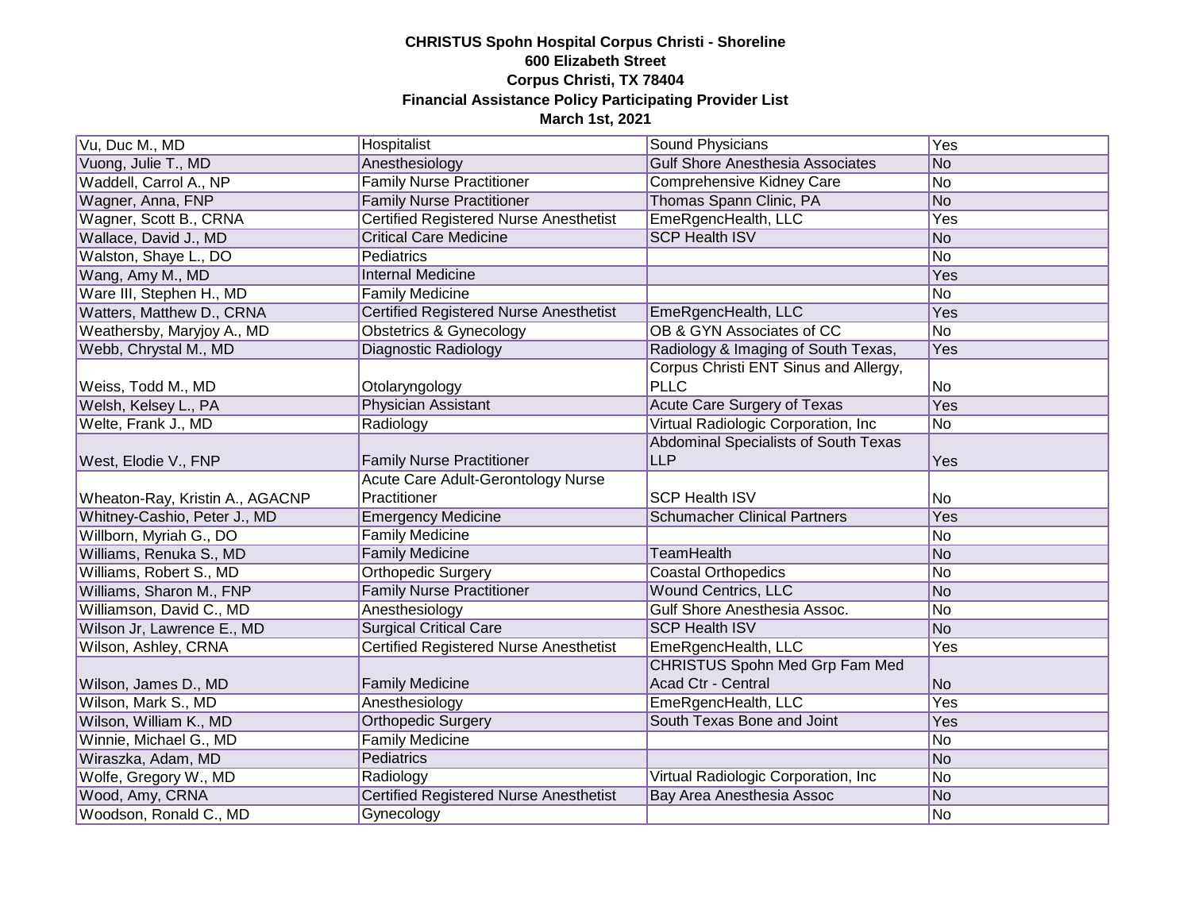**CHRISTUS Spohn Hospital Corpus Christi - Shoreline**
**600 Elizabeth Street**
**Corpus Christi, TX 78404**
**Financial Assistance Policy Participating Provider List**
**March 1st, 2021**

| | | | |
|---|---|---|---|
| Vu, Duc M., MD | Hospitalist | Sound Physicians | Yes |
| Vuong, Julie T., MD | Anesthesiology | Gulf Shore Anesthesia Associates | No |
| Waddell, Carrol A., NP | Family Nurse Practitioner | Comprehensive Kidney Care | No |
| Wagner, Anna, FNP | Family Nurse Practitioner | Thomas Spann Clinic, PA | No |
| Wagner, Scott B., CRNA | Certified Registered Nurse Anesthetist | EmeRgencHealth, LLC | Yes |
| Wallace, David J., MD | Critical Care Medicine | SCP Health ISV | No |
| Walston, Shaye L., DO | Pediatrics | | No |
| Wang, Amy M., MD | Internal Medicine | | Yes |
| Ware III, Stephen H., MD | Family Medicine | | No |
| Watters, Matthew D., CRNA | Certified Registered Nurse Anesthetist | EmeRgencHealth, LLC | Yes |
| Weathersby, Maryjoy A., MD | Obstetrics & Gynecology | OB & GYN Associates of CC | No |
| Webb, Chrystal M., MD | Diagnostic Radiology | Radiology & Imaging of South Texas, | Yes |
| Weiss, Todd M., MD | Otolaryngology | Corpus Christi ENT Sinus and Allergy, PLLC | No |
| Welsh, Kelsey L., PA | Physician Assistant | Acute Care Surgery of Texas | Yes |
| Welte, Frank J., MD | Radiology | Virtual Radiologic Corporation, Inc | No |
| West, Elodie V., FNP | Family Nurse Practitioner | Abdominal Specialists of South Texas LLP | Yes |
| Wheaton-Ray, Kristin A., AGACNP | Acute Care Adult-Gerontology Nurse Practitioner | SCP Health ISV | No |
| Whitney-Cashio, Peter J., MD | Emergency Medicine | Schumacher Clinical Partners | Yes |
| Willborn, Myriah G., DO | Family Medicine | | No |
| Williams, Renuka S., MD | Family Medicine | TeamHealth | No |
| Williams, Robert S., MD | Orthopedic Surgery | Coastal Orthopedics | No |
| Williams, Sharon M., FNP | Family Nurse Practitioner | Wound Centrics, LLC | No |
| Williamson, David C., MD | Anesthesiology | Gulf Shore Anesthesia Assoc. | No |
| Wilson Jr, Lawrence E., MD | Surgical Critical Care | SCP Health ISV | No |
| Wilson, Ashley, CRNA | Certified Registered Nurse Anesthetist | EmeRgencHealth, LLC | Yes |
| Wilson, James D., MD | Family Medicine | CHRISTUS Spohn Med Grp Fam Med Acad Ctr - Central | No |
| Wilson, Mark S., MD | Anesthesiology | EmeRgencHealth, LLC | Yes |
| Wilson, William K., MD | Orthopedic Surgery | South Texas Bone and Joint | Yes |
| Winnie, Michael G., MD | Family Medicine | | No |
| Wiraszka, Adam, MD | Pediatrics | | No |
| Wolfe, Gregory W., MD | Radiology | Virtual Radiologic Corporation, Inc | No |
| Wood, Amy, CRNA | Certified Registered Nurse Anesthetist | Bay Area Anesthesia Assoc | No |
| Woodson, Ronald C., MD | Gynecology | | No |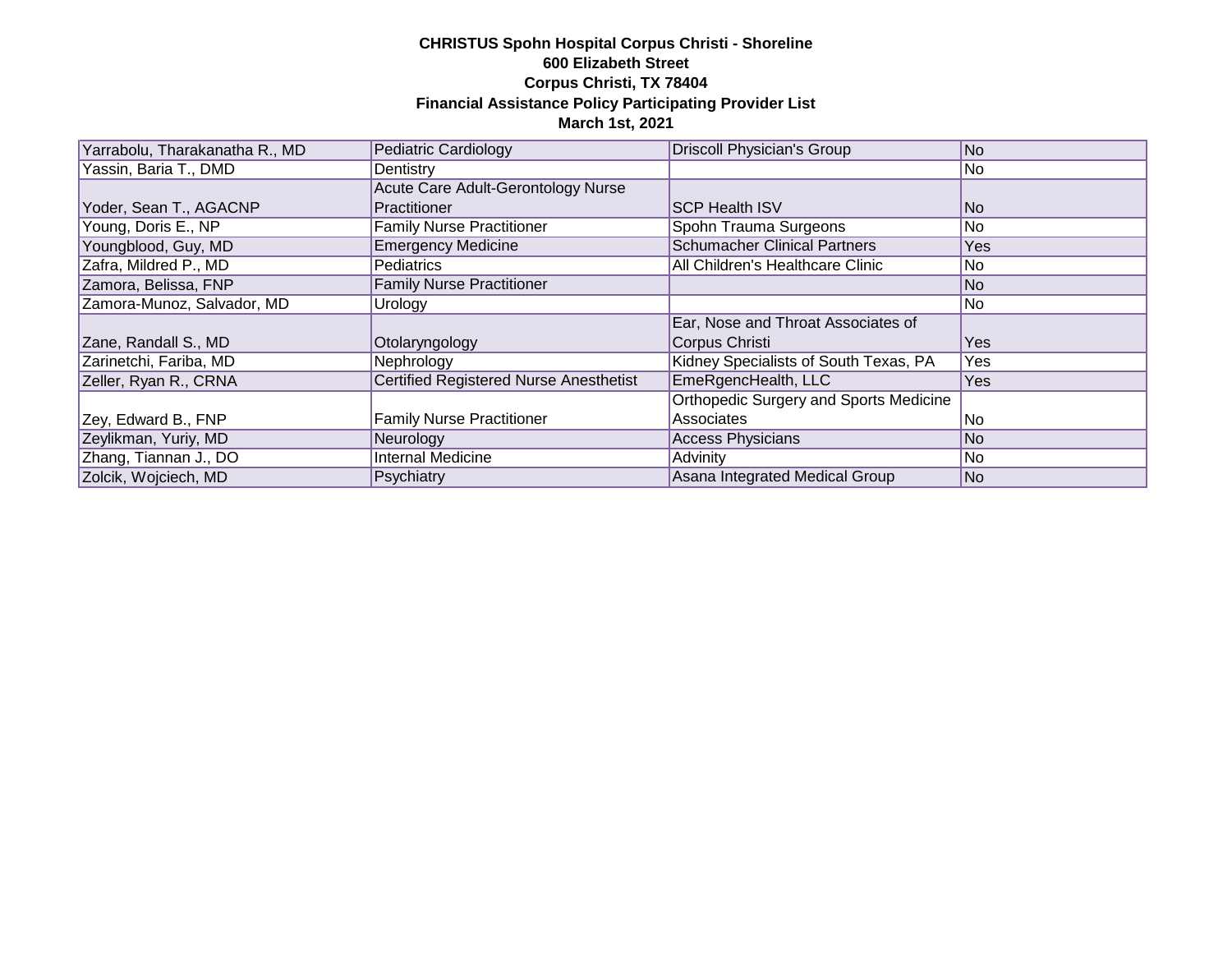**CHRISTUS Spohn Hospital Corpus Christi - Shoreline**
**600 Elizabeth Street**
**Corpus Christi, TX 78404**
**Financial Assistance Policy Participating Provider List**
**March 1st, 2021**

| | | | |
|---|---|---|---|
| Yarrabolu, Tharakanatha R., MD | Pediatric Cardiology | Driscoll Physician's Group | No |
| Yassin, Baria T., DMD | Dentistry | | No |
| Yoder, Sean T., AGACNP | Acute Care Adult-Gerontology Nurse Practitioner | SCP Health ISV | No |
| Young, Doris E., NP | Family Nurse Practitioner | Spohn Trauma Surgeons | No |
| Youngblood, Guy, MD | Emergency Medicine | Schumacher Clinical Partners | Yes |
| Zafra, Mildred P., MD | Pediatrics | All Children's Healthcare Clinic | No |
| Zamora, Belissa, FNP | Family Nurse Practitioner | | No |
| Zamora-Munoz, Salvador, MD | Urology | | No |
| Zane, Randall S., MD | Otolaryngology | Ear, Nose and Throat Associates of Corpus Christi | Yes |
| Zarinetchi, Fariba, MD | Nephrology | Kidney Specialists of South Texas, PA | Yes |
| Zeller, Ryan R., CRNA | Certified Registered Nurse Anesthetist | EmeRgencHealth, LLC | Yes |
| Zey, Edward B., FNP | Family Nurse Practitioner | Orthopedic Surgery and Sports Medicine Associates | No |
| Zeylikman, Yuriy, MD | Neurology | Access Physicians | No |
| Zhang, Tiannan J., DO | Internal Medicine | Advinity | No |
| Zolcik, Wojciech, MD | Psychiatry | Asana Integrated Medical Group | No |